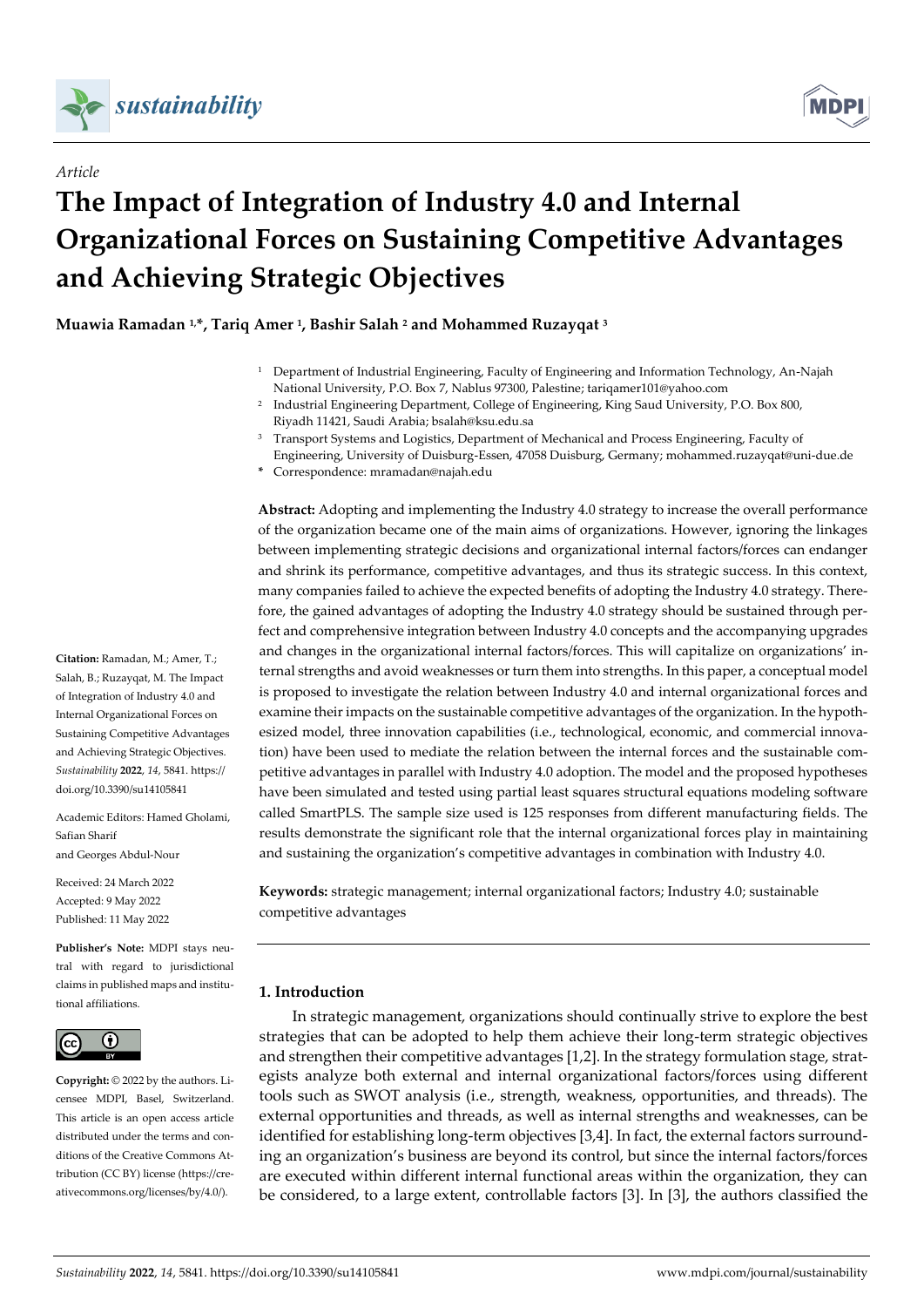*Article*

# The Impact of Integration of Industry 4.0 and Internal Organizational Forces on Sustaining Competitive Advantages and Achieving Strategic Objectives

**Muawia Ramadan [1,*], Tariq Amer [1], Bashir Salah [2] and Mohammed Ruzayqat [3]**

[1] Department of Industrial Engineering, Faculty of Engineering and Information Technology, An-Najah National University, P.O. Box 7, Nablus 97300, Palestine; tariqamer101@yahoo.com

[2] Industrial Engineering Department, College of Engineering, King Saud University, P.O. Box 800, Riyadh 11421, Saudi Arabia; bsalah@ksu.edu.sa

[3] Transport Systems and Logistics, Department of Mechanical and Process Engineering, Faculty of Engineering, University of Duisburg-Essen, 47058 Duisburg, Germany; mohammed.ruzayqat@uni-due.de

\* Correspondence: mramadan@najah.edu

**Abstract:** Adopting and implementing the Industry 4.0 strategy to increase the overall performance of the organization became one of the main aims of organizations. However, ignoring the linkages between implementing strategic decisions and organizational internal factors/forces can endanger and shrink its performance, competitive advantages, and thus its strategic success. In this context, many companies failed to achieve the expected benefits of adopting the Industry 4.0 strategy. Therefore, the gained advantages of adopting the Industry 4.0 strategy should be sustained through perfect and comprehensive integration between Industry 4.0 concepts and the accompanying upgrades and changes in the organizational internal factors/forces. This will capitalize on organizations' internal strengths and avoid weaknesses or turn them into strengths. In this paper, a conceptual model is proposed to investigate the relation between Industry 4.0 and internal organizational forces and examine their impacts on the sustainable competitive advantages of the organization. In the hypothesized model, three innovation capabilities (i.e., technological, economic, and commercial innovation) have been used to mediate the relation between the internal forces and the sustainable competitive advantages in parallel with Industry 4.0 adoption. The model and the proposed hypotheses have been simulated and tested using partial least squares structural equations modeling software called SmartPLS. The sample size used is 125 responses from different manufacturing fields. The results demonstrate the significant role that the internal organizational forces play in maintaining and sustaining the organization's competitive advantages in combination with Industry 4.0.

**Keywords:** strategic management; internal organizational factors; Industry 4.0; sustainable competitive advantages

**Citation:** Ramadan, M.; Amer, T.; Salah, B.; Ruzayqat, M. The Impact of Integration of Industry 4.0 and Internal Organizational Forces on Sustaining Competitive Advantages and Achieving Strategic Objectives. *Sustainability* **2022**, *14*, 5841. https://doi.org/10.3390/su14105841

Academic Editors: Hamed Gholami, Safian Sharif and Georges Abdul-Nour

Received: 24 March 2022
Accepted: 9 May 2022
Published: 11 May 2022

**Publisher's Note:** MDPI stays neutral with regard to jurisdictional claims in published maps and institutional affiliations.

**Copyright:** © 2022 by the authors. Licensee MDPI, Basel, Switzerland. This article is an open access article distributed under the terms and conditions of the Creative Commons Attribution (CC BY) license (https://creativecommons.org/licenses/by/4.0/).

## 1. Introduction

In strategic management, organizations should continually strive to explore the best strategies that can be adopted to help them achieve their long-term strategic objectives and strengthen their competitive advantages [1,2]. In the strategy formulation stage, strategists analyze both external and internal organizational factors/forces using different tools such as SWOT analysis (i.e., strength, weakness, opportunities, and threads). The external opportunities and threads, as well as internal strengths and weaknesses, can be identified for establishing long-term objectives [3,4]. In fact, the external factors surrounding an organization's business are beyond its control, but since the internal factors/forces are executed within different internal functional areas within the organization, they can be considered, to a large extent, controllable factors [3]. In [3], the authors classified the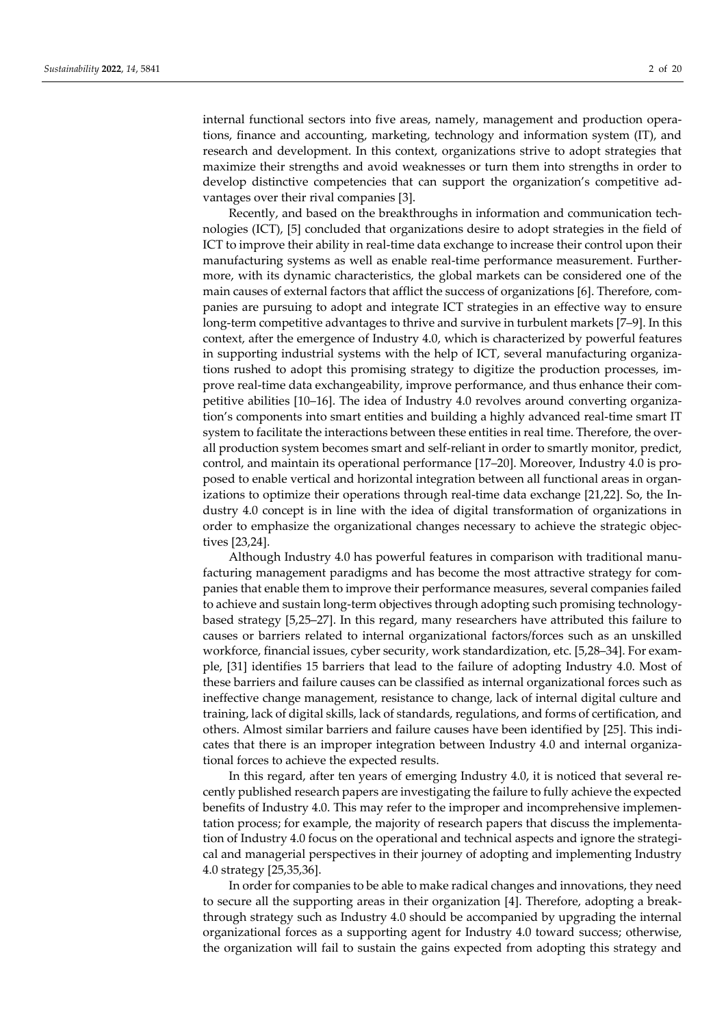internal functional sectors into five areas, namely, management and production operations, finance and accounting, marketing, technology and information system (IT), and research and development. In this context, organizations strive to adopt strategies that maximize their strengths and avoid weaknesses or turn them into strengths in order to develop distinctive competencies that can support the organization's competitive advantages over their rival companies [3].

Recently, and based on the breakthroughs in information and communication technologies (ICT), [5] concluded that organizations desire to adopt strategies in the field of ICT to improve their ability in real-time data exchange to increase their control upon their manufacturing systems as well as enable real-time performance measurement. Furthermore, with its dynamic characteristics, the global markets can be considered one of the main causes of external factors that afflict the success of organizations [6]. Therefore, companies are pursuing to adopt and integrate ICT strategies in an effective way to ensure long-term competitive advantages to thrive and survive in turbulent markets [7–9]. In this context, after the emergence of Industry 4.0, which is characterized by powerful features in supporting industrial systems with the help of ICT, several manufacturing organizations rushed to adopt this promising strategy to digitize the production processes, improve real-time data exchangeability, improve performance, and thus enhance their competitive abilities [10–16]. The idea of Industry 4.0 revolves around converting organization's components into smart entities and building a highly advanced real-time smart IT system to facilitate the interactions between these entities in real time. Therefore, the overall production system becomes smart and self-reliant in order to smartly monitor, predict, control, and maintain its operational performance [17–20]. Moreover, Industry 4.0 is proposed to enable vertical and horizontal integration between all functional areas in organizations to optimize their operations through real-time data exchange [21,22]. So, the Industry 4.0 concept is in line with the idea of digital transformation of organizations in order to emphasize the organizational changes necessary to achieve the strategic objectives [23,24].

Although Industry 4.0 has powerful features in comparison with traditional manufacturing management paradigms and has become the most attractive strategy for companies that enable them to improve their performance measures, several companies failed to achieve and sustain long-term objectives through adopting such promising technology-based strategy [5,25–27]. In this regard, many researchers have attributed this failure to causes or barriers related to internal organizational factors/forces such as an unskilled workforce, financial issues, cyber security, work standardization, etc. [5,28–34]. For example, [31] identifies 15 barriers that lead to the failure of adopting Industry 4.0. Most of these barriers and failure causes can be classified as internal organizational forces such as ineffective change management, resistance to change, lack of internal digital culture and training, lack of digital skills, lack of standards, regulations, and forms of certification, and others. Almost similar barriers and failure causes have been identified by [25]. This indicates that there is an improper integration between Industry 4.0 and internal organizational forces to achieve the expected results.

In this regard, after ten years of emerging Industry 4.0, it is noticed that several recently published research papers are investigating the failure to fully achieve the expected benefits of Industry 4.0. This may refer to the improper and incomprehensive implementation process; for example, the majority of research papers that discuss the implementation of Industry 4.0 focus on the operational and technical aspects and ignore the strategical and managerial perspectives in their journey of adopting and implementing Industry 4.0 strategy [25,35,36].

In order for companies to be able to make radical changes and innovations, they need to secure all the supporting areas in their organization [4]. Therefore, adopting a breakthrough strategy such as Industry 4.0 should be accompanied by upgrading the internal organizational forces as a supporting agent for Industry 4.0 toward success; otherwise, the organization will fail to sustain the gains expected from adopting this strategy and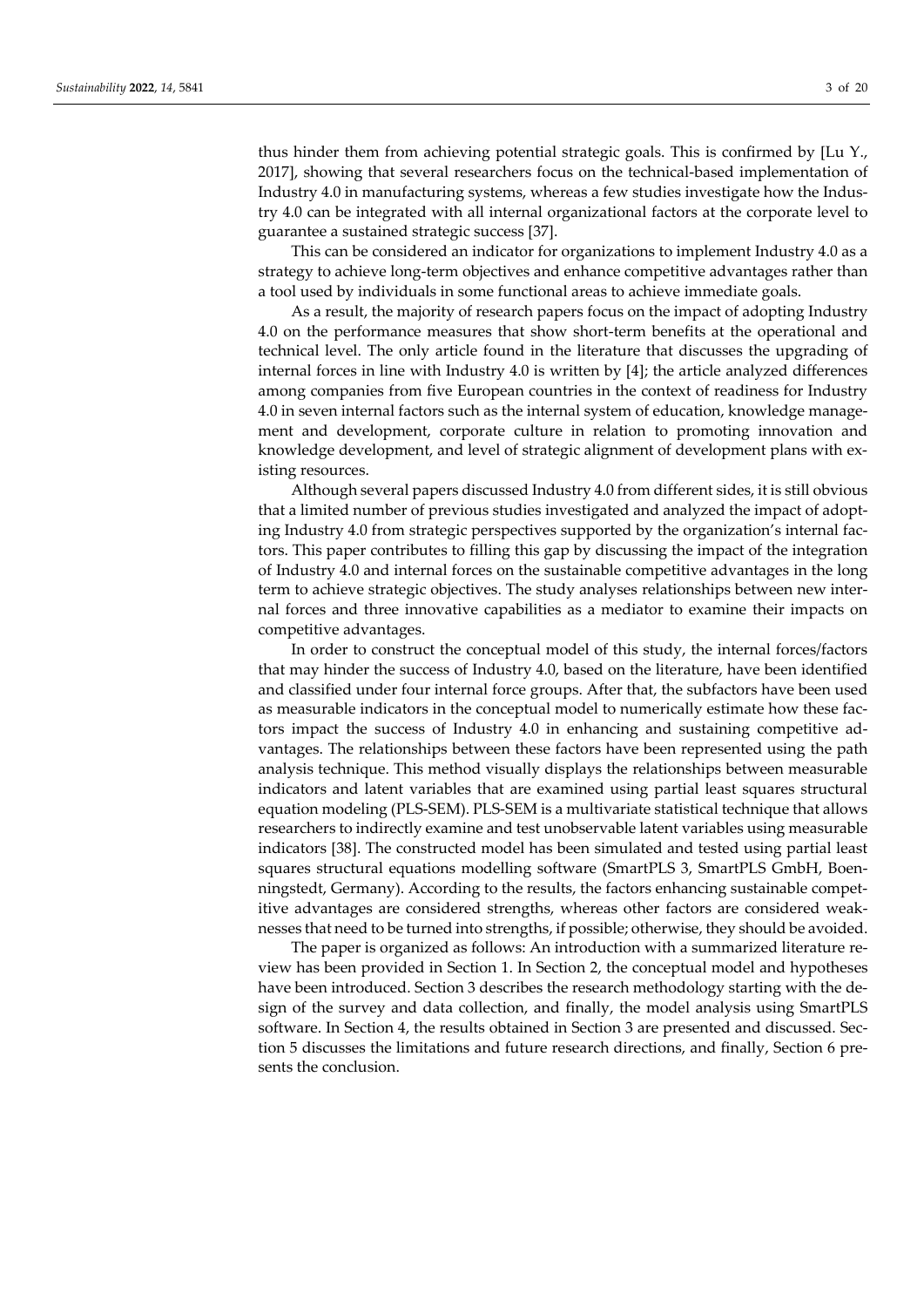thus hinder them from achieving potential strategic goals. This is confirmed by [Lu Y., 2017], showing that several researchers focus on the technical-based implementation of Industry 4.0 in manufacturing systems, whereas a few studies investigate how the Industry 4.0 can be integrated with all internal organizational factors at the corporate level to guarantee a sustained strategic success [37].

This can be considered an indicator for organizations to implement Industry 4.0 as a strategy to achieve long-term objectives and enhance competitive advantages rather than a tool used by individuals in some functional areas to achieve immediate goals.

As a result, the majority of research papers focus on the impact of adopting Industry 4.0 on the performance measures that show short-term benefits at the operational and technical level. The only article found in the literature that discusses the upgrading of internal forces in line with Industry 4.0 is written by [4]; the article analyzed differences among companies from five European countries in the context of readiness for Industry 4.0 in seven internal factors such as the internal system of education, knowledge management and development, corporate culture in relation to promoting innovation and knowledge development, and level of strategic alignment of development plans with existing resources.

Although several papers discussed Industry 4.0 from different sides, it is still obvious that a limited number of previous studies investigated and analyzed the impact of adopting Industry 4.0 from strategic perspectives supported by the organization's internal factors. This paper contributes to filling this gap by discussing the impact of the integration of Industry 4.0 and internal forces on the sustainable competitive advantages in the long term to achieve strategic objectives. The study analyses relationships between new internal forces and three innovative capabilities as a mediator to examine their impacts on competitive advantages.

In order to construct the conceptual model of this study, the internal forces/factors that may hinder the success of Industry 4.0, based on the literature, have been identified and classified under four internal force groups. After that, the subfactors have been used as measurable indicators in the conceptual model to numerically estimate how these factors impact the success of Industry 4.0 in enhancing and sustaining competitive advantages. The relationships between these factors have been represented using the path analysis technique. This method visually displays the relationships between measurable indicators and latent variables that are examined using partial least squares structural equation modeling (PLS-SEM). PLS-SEM is a multivariate statistical technique that allows researchers to indirectly examine and test unobservable latent variables using measurable indicators [38]. The constructed model has been simulated and tested using partial least squares structural equations modelling software (SmartPLS 3, SmartPLS GmbH, Boenningstedt, Germany). According to the results, the factors enhancing sustainable competitive advantages are considered strengths, whereas other factors are considered weaknesses that need to be turned into strengths, if possible; otherwise, they should be avoided.

The paper is organized as follows: An introduction with a summarized literature review has been provided in Section 1. In Section 2, the conceptual model and hypotheses have been introduced. Section 3 describes the research methodology starting with the design of the survey and data collection, and finally, the model analysis using SmartPLS software. In Section 4, the results obtained in Section 3 are presented and discussed. Section 5 discusses the limitations and future research directions, and finally, Section 6 presents the conclusion.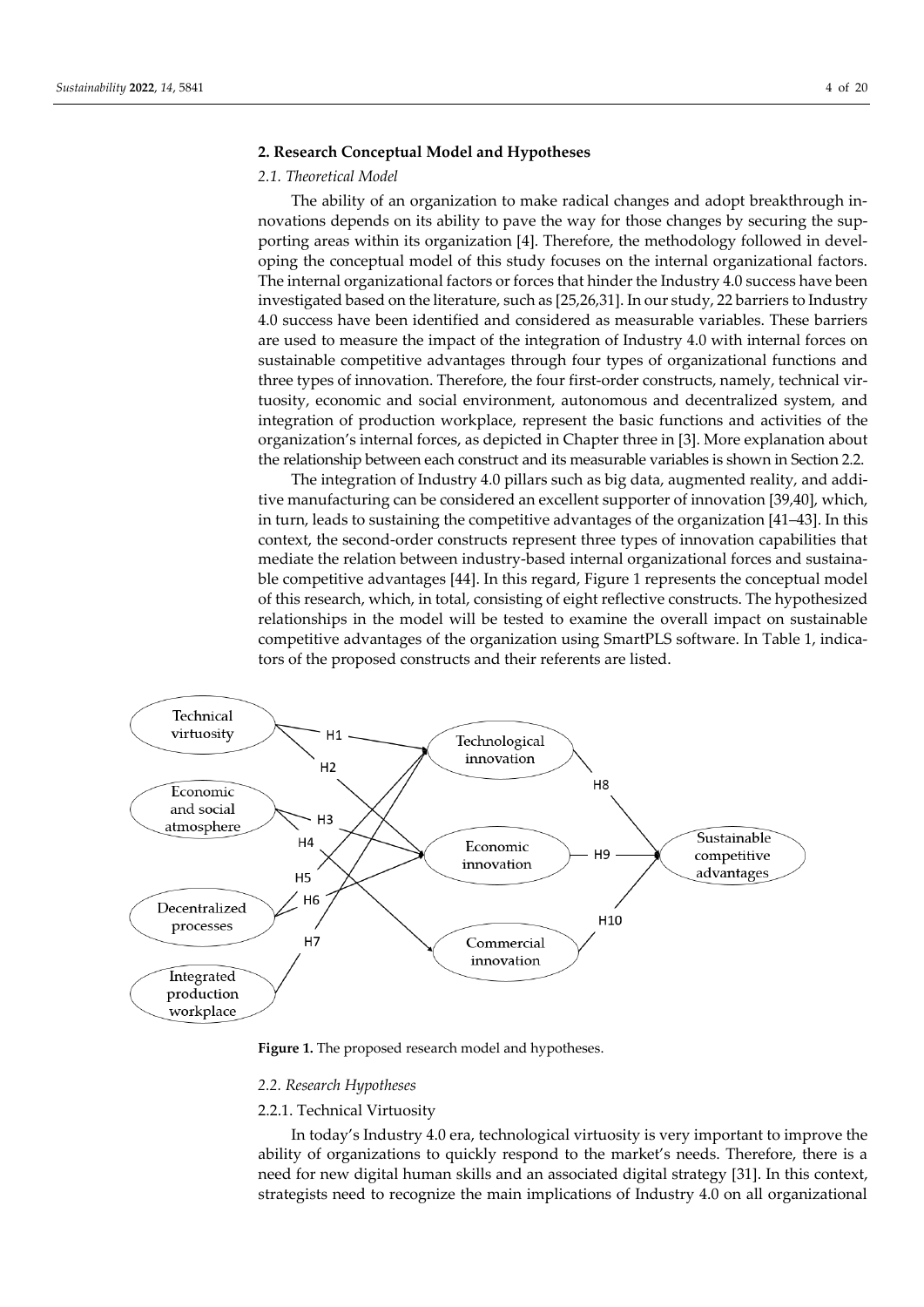## 2. Research Conceptual Model and Hypotheses

### 2.1. Theoretical Model

The ability of an organization to make radical changes and adopt breakthrough innovations depends on its ability to pave the way for those changes by securing the supporting areas within its organization [4]. Therefore, the methodology followed in developing the conceptual model of this study focuses on the internal organizational factors. The internal organizational factors or forces that hinder the Industry 4.0 success have been investigated based on the literature, such as [25,26,31]. In our study, 22 barriers to Industry 4.0 success have been identified and considered as measurable variables. These barriers are used to measure the impact of the integration of Industry 4.0 with internal forces on sustainable competitive advantages through four types of organizational functions and three types of innovation. Therefore, the four first-order constructs, namely, technical virtuosity, economic and social environment, autonomous and decentralized system, and integration of production workplace, represent the basic functions and activities of the organization's internal forces, as depicted in Chapter three in [3]. More explanation about the relationship between each construct and its measurable variables is shown in Section 2.2.

The integration of Industry 4.0 pillars such as big data, augmented reality, and additive manufacturing can be considered an excellent supporter of innovation [39,40], which, in turn, leads to sustaining the competitive advantages of the organization [41–43]. In this context, the second-order constructs represent three types of innovation capabilities that mediate the relation between industry-based internal organizational forces and sustainable competitive advantages [44]. In this regard, Figure 1 represents the conceptual model of this research, which, in total, consisting of eight reflective constructs. The hypothesized relationships in the model will be tested to examine the overall impact on sustainable competitive advantages of the organization using SmartPLS software. In Table 1, indicators of the proposed constructs and their referents are listed.

**Figure 1.** The proposed research model and hypotheses.

### 2.2. Research Hypotheses

#### 2.2.1. Technical Virtuosity

In today's Industry 4.0 era, technological virtuosity is very important to improve the ability of organizations to quickly respond to the market's needs. Therefore, there is a need for new digital human skills and an associated digital strategy [31]. In this context, strategists need to recognize the main implications of Industry 4.0 on all organizational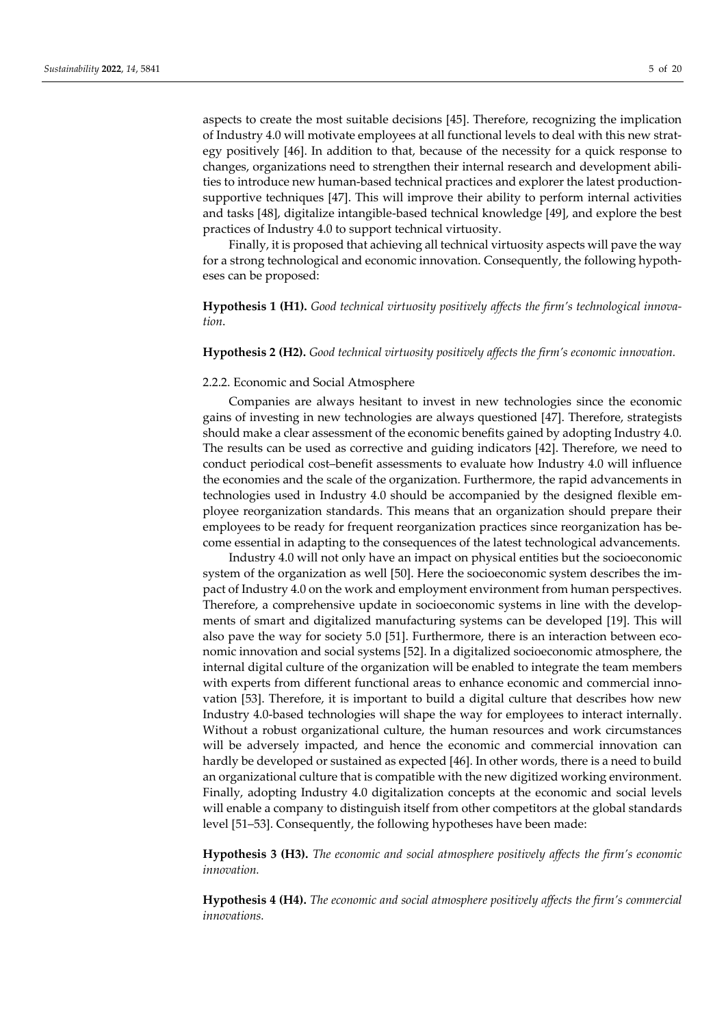aspects to create the most suitable decisions [45]. Therefore, recognizing the implication of Industry 4.0 will motivate employees at all functional levels to deal with this new strategy positively [46]. In addition to that, because of the necessity for a quick response to changes, organizations need to strengthen their internal research and development abilities to introduce new human-based technical practices and explorer the latest production-supportive techniques [47]. This will improve their ability to perform internal activities and tasks [48], digitalize intangible-based technical knowledge [49], and explore the best practices of Industry 4.0 to support technical virtuosity.

Finally, it is proposed that achieving all technical virtuosity aspects will pave the way for a strong technological and economic innovation. Consequently, the following hypotheses can be proposed:

**Hypothesis 1 (H1).** *Good technical virtuosity positively affects the firm's technological innovation.*

**Hypothesis 2 (H2).** *Good technical virtuosity positively affects the firm's economic innovation.*

### 2.2.2. Economic and Social Atmosphere

Companies are always hesitant to invest in new technologies since the economic gains of investing in new technologies are always questioned [47]. Therefore, strategists should make a clear assessment of the economic benefits gained by adopting Industry 4.0. The results can be used as corrective and guiding indicators [42]. Therefore, we need to conduct periodical cost–benefit assessments to evaluate how Industry 4.0 will influence the economies and the scale of the organization. Furthermore, the rapid advancements in technologies used in Industry 4.0 should be accompanied by the designed flexible employee reorganization standards. This means that an organization should prepare their employees to be ready for frequent reorganization practices since reorganization has become essential in adapting to the consequences of the latest technological advancements.

Industry 4.0 will not only have an impact on physical entities but the socioeconomic system of the organization as well [50]. Here the socioeconomic system describes the impact of Industry 4.0 on the work and employment environment from human perspectives. Therefore, a comprehensive update in socioeconomic systems in line with the developments of smart and digitalized manufacturing systems can be developed [19]. This will also pave the way for society 5.0 [51]. Furthermore, there is an interaction between economic innovation and social systems [52]. In a digitalized socioeconomic atmosphere, the internal digital culture of the organization will be enabled to integrate the team members with experts from different functional areas to enhance economic and commercial innovation [53]. Therefore, it is important to build a digital culture that describes how new Industry 4.0-based technologies will shape the way for employees to interact internally. Without a robust organizational culture, the human resources and work circumstances will be adversely impacted, and hence the economic and commercial innovation can hardly be developed or sustained as expected [46]. In other words, there is a need to build an organizational culture that is compatible with the new digitized working environment. Finally, adopting Industry 4.0 digitalization concepts at the economic and social levels will enable a company to distinguish itself from other competitors at the global standards level [51–53]. Consequently, the following hypotheses have been made:

**Hypothesis 3 (H3).** *The economic and social atmosphere positively affects the firm's economic innovation.*

**Hypothesis 4 (H4).** *The economic and social atmosphere positively affects the firm's commercial innovations.*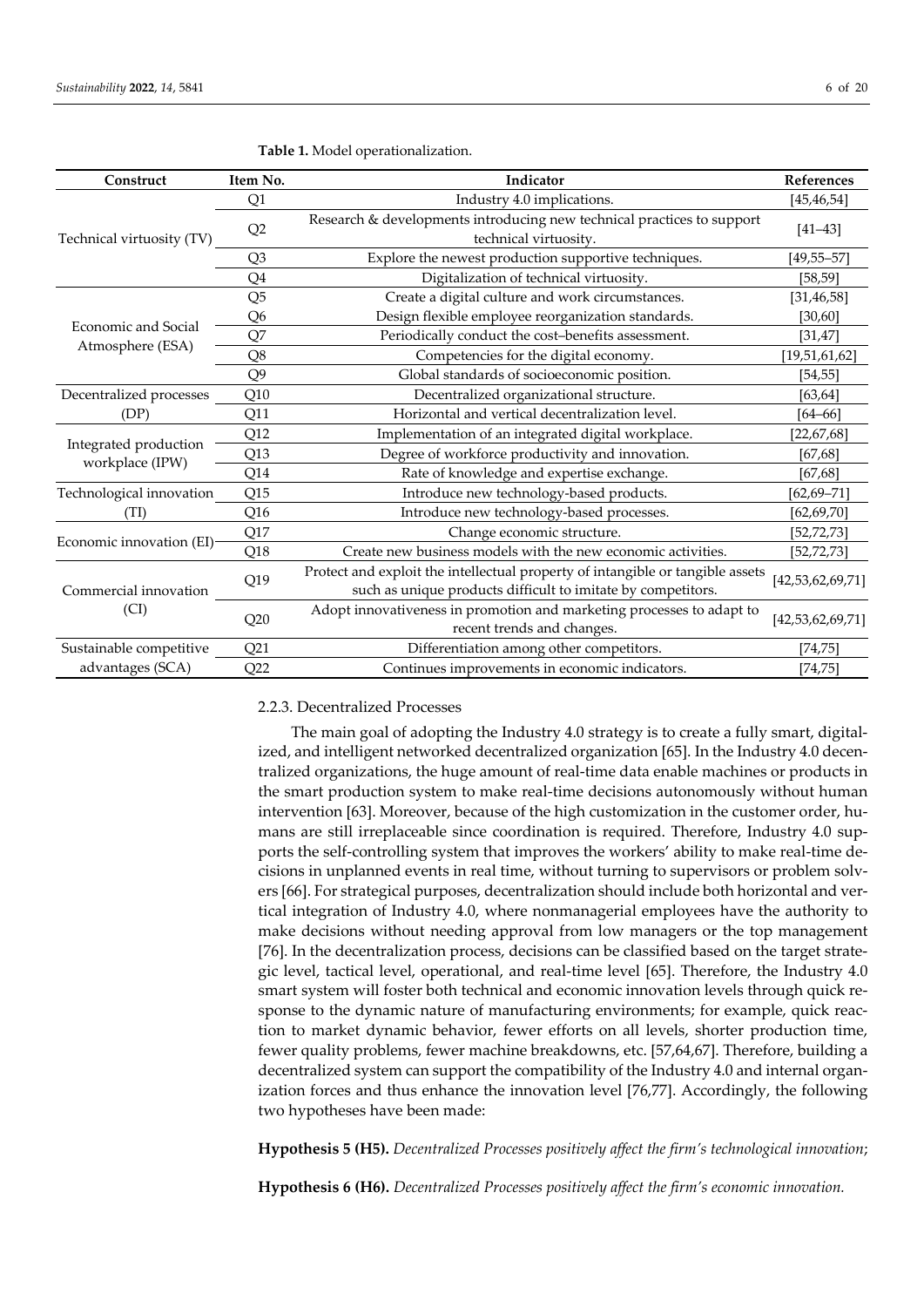**Table 1.** Model operationalization.

| Construct | Item No. | Indicator | References |
|---|---|---|---|
| Technical virtuosity (TV) | Q1 | Industry 4.0 implications. | [45,46,54] |
| | Q2 | Research & developments introducing new technical practices to support technical virtuosity. | [41–43] |
| | Q3 | Explore the newest production supportive techniques. | [49,55–57] |
| | Q4 | Digitalization of technical virtuosity. | [58,59] |
| Economic and Social Atmosphere (ESA) | Q5 | Create a digital culture and work circumstances. | [31,46,58] |
| | Q6 | Design flexible employee reorganization standards. | [30,60] |
| | Q7 | Periodically conduct the cost–benefits assessment. | [31,47] |
| | Q8 | Competencies for the digital economy. | [19,51,61,62] |
| | Q9 | Global standards of socioeconomic position. | [54,55] |
| Decentralized processes (DP) | Q10 | Decentralized organizational structure. | [63,64] |
| | Q11 | Horizontal and vertical decentralization level. | [64–66] |
| Integrated production workplace (IPW) | Q12 | Implementation of an integrated digital workplace. | [22,67,68] |
| | Q13 | Degree of workforce productivity and innovation. | [67,68] |
| | Q14 | Rate of knowledge and expertise exchange. | [67,68] |
| Technological innovation (TI) | Q15 | Introduce new technology-based products. | [62,69–71] |
| | Q16 | Introduce new technology-based processes. | [62,69,70] |
| Economic innovation (EI) | Q17 | Change economic structure. | [52,72,73] |
| | Q18 | Create new business models with the new economic activities. | [52,72,73] |
| Commercial innovation (CI) | Q19 | Protect and exploit the intellectual property of intangible or tangible assets such as unique products difficult to imitate by competitors. | [42,53,62,69,71] |
| | Q20 | Adopt innovativeness in promotion and marketing processes to adapt to recent trends and changes. | [42,53,62,69,71] |
| Sustainable competitive advantages (SCA) | Q21 | Differentiation among other competitors. | [74,75] |
| | Q22 | Continues improvements in economic indicators. | [74,75] |

#### 2.2.3. Decentralized Processes

The main goal of adopting the Industry 4.0 strategy is to create a fully smart, digitalized, and intelligent networked decentralized organization [65]. In the Industry 4.0 decentralized organizations, the huge amount of real-time data enable machines or products in the smart production system to make real-time decisions autonomously without human intervention [63]. Moreover, because of the high customization in the customer order, humans are still irreplaceable since coordination is required. Therefore, Industry 4.0 supports the self-controlling system that improves the workers' ability to make real-time decisions in unplanned events in real time, without turning to supervisors or problem solvers [66]. For strategical purposes, decentralization should include both horizontal and vertical integration of Industry 4.0, where nonmanagerial employees have the authority to make decisions without needing approval from low managers or the top management [76]. In the decentralization process, decisions can be classified based on the target strategic level, tactical level, operational, and real-time level [65]. Therefore, the Industry 4.0 smart system will foster both technical and economic innovation levels through quick response to the dynamic nature of manufacturing environments; for example, quick reaction to market dynamic behavior, fewer efforts on all levels, shorter production time, fewer quality problems, fewer machine breakdowns, etc. [57,64,67]. Therefore, building a decentralized system can support the compatibility of the Industry 4.0 and internal organization forces and thus enhance the innovation level [76,77]. Accordingly, the following two hypotheses have been made:

**Hypothesis 5 (H5).** *Decentralized Processes positively affect the firm's technological innovation*;

**Hypothesis 6 (H6).** *Decentralized Processes positively affect the firm's economic innovation.*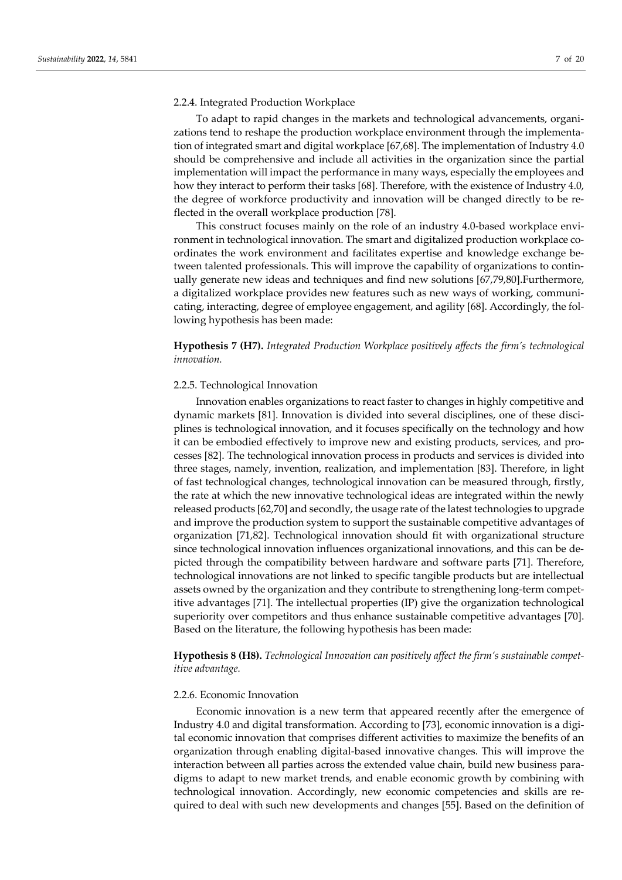#### 2.2.4. Integrated Production Workplace

To adapt to rapid changes in the markets and technological advancements, organizations tend to reshape the production workplace environment through the implementation of integrated smart and digital workplace [67,68]. The implementation of Industry 4.0 should be comprehensive and include all activities in the organization since the partial implementation will impact the performance in many ways, especially the employees and how they interact to perform their tasks [68]. Therefore, with the existence of Industry 4.0, the degree of workforce productivity and innovation will be changed directly to be reflected in the overall workplace production [78].

This construct focuses mainly on the role of an industry 4.0-based workplace environment in technological innovation. The smart and digitalized production workplace coordinates the work environment and facilitates expertise and knowledge exchange between talented professionals. This will improve the capability of organizations to continually generate new ideas and techniques and find new solutions [67,79,80].Furthermore, a digitalized workplace provides new features such as new ways of working, communicating, interacting, degree of employee engagement, and agility [68]. Accordingly, the following hypothesis has been made:

**Hypothesis 7 (H7).** *Integrated Production Workplace positively affects the firm's technological innovation.*

#### 2.2.5. Technological Innovation

Innovation enables organizations to react faster to changes in highly competitive and dynamic markets [81]. Innovation is divided into several disciplines, one of these disciplines is technological innovation, and it focuses specifically on the technology and how it can be embodied effectively to improve new and existing products, services, and processes [82]. The technological innovation process in products and services is divided into three stages, namely, invention, realization, and implementation [83]. Therefore, in light of fast technological changes, technological innovation can be measured through, firstly, the rate at which the new innovative technological ideas are integrated within the newly released products [62,70] and secondly, the usage rate of the latest technologies to upgrade and improve the production system to support the sustainable competitive advantages of organization [71,82]. Technological innovation should fit with organizational structure since technological innovation influences organizational innovations, and this can be depicted through the compatibility between hardware and software parts [71]. Therefore, technological innovations are not linked to specific tangible products but are intellectual assets owned by the organization and they contribute to strengthening long-term competitive advantages [71]. The intellectual properties (IP) give the organization technological superiority over competitors and thus enhance sustainable competitive advantages [70]. Based on the literature, the following hypothesis has been made:

**Hypothesis 8 (H8).** *Technological Innovation can positively affect the firm's sustainable competitive advantage.*

#### 2.2.6. Economic Innovation

Economic innovation is a new term that appeared recently after the emergence of Industry 4.0 and digital transformation. According to [73], economic innovation is a digital economic innovation that comprises different activities to maximize the benefits of an organization through enabling digital-based innovative changes. This will improve the interaction between all parties across the extended value chain, build new business paradigms to adapt to new market trends, and enable economic growth by combining with technological innovation. Accordingly, new economic competencies and skills are required to deal with such new developments and changes [55]. Based on the definition of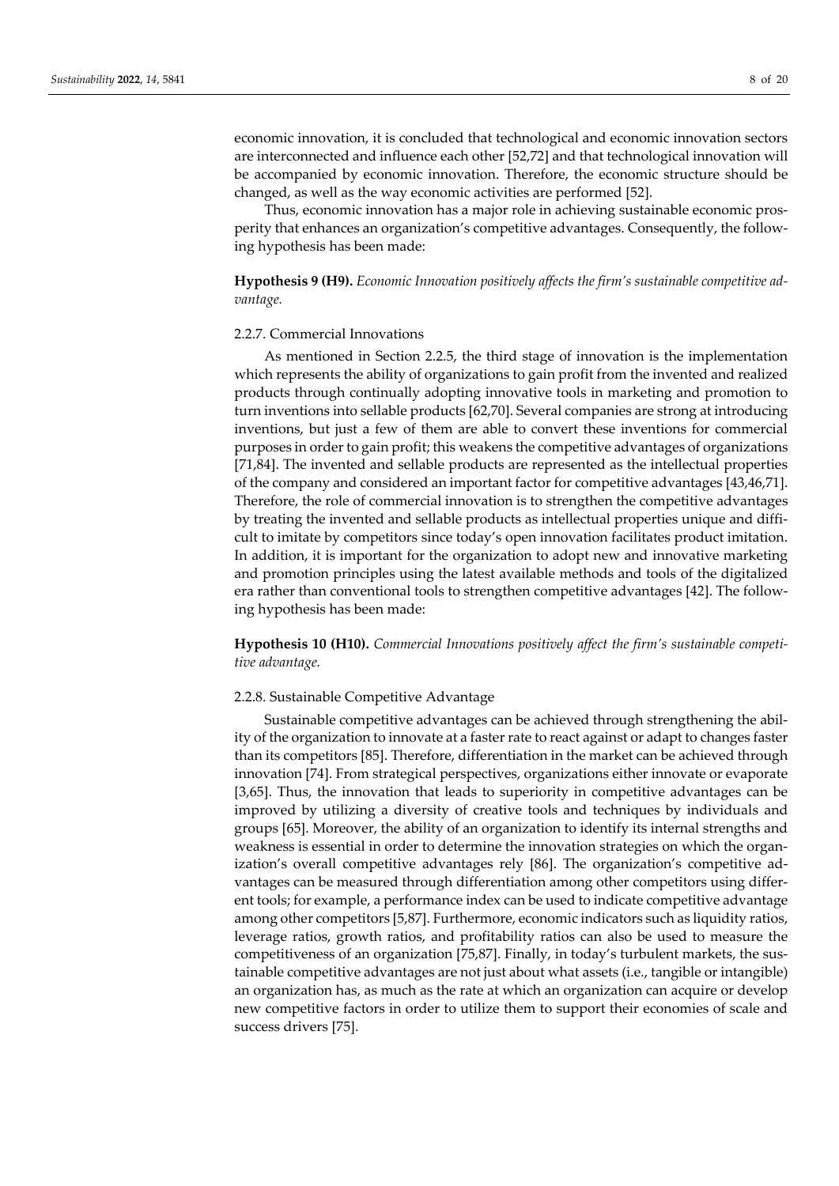economic innovation, it is concluded that technological and economic innovation sectors are interconnected and influence each other [52,72] and that technological innovation will be accompanied by economic innovation. Therefore, the economic structure should be changed, as well as the way economic activities are performed [52].

Thus, economic innovation has a major role in achieving sustainable economic prosperity that enhances an organization's competitive advantages. Consequently, the following hypothesis has been made:

**Hypothesis 9 (H9).** *Economic Innovation positively affects the firm's sustainable competitive advantage.*

#### 2.2.7. Commercial Innovations

As mentioned in Section 2.2.5, the third stage of innovation is the implementation which represents the ability of organizations to gain profit from the invented and realized products through continually adopting innovative tools in marketing and promotion to turn inventions into sellable products [62,70]. Several companies are strong at introducing inventions, but just a few of them are able to convert these inventions for commercial purposes in order to gain profit; this weakens the competitive advantages of organizations [71,84]. The invented and sellable products are represented as the intellectual properties of the company and considered an important factor for competitive advantages [43,46,71]. Therefore, the role of commercial innovation is to strengthen the competitive advantages by treating the invented and sellable products as intellectual properties unique and difficult to imitate by competitors since today's open innovation facilitates product imitation. In addition, it is important for the organization to adopt new and innovative marketing and promotion principles using the latest available methods and tools of the digitalized era rather than conventional tools to strengthen competitive advantages [42]. The following hypothesis has been made:

**Hypothesis 10 (H10).** *Commercial Innovations positively affect the firm's sustainable competitive advantage.*

#### 2.2.8. Sustainable Competitive Advantage

Sustainable competitive advantages can be achieved through strengthening the ability of the organization to innovate at a faster rate to react against or adapt to changes faster than its competitors [85]. Therefore, differentiation in the market can be achieved through innovation [74]. From strategical perspectives, organizations either innovate or evaporate [3,65]. Thus, the innovation that leads to superiority in competitive advantages can be improved by utilizing a diversity of creative tools and techniques by individuals and groups [65]. Moreover, the ability of an organization to identify its internal strengths and weakness is essential in order to determine the innovation strategies on which the organization's overall competitive advantages rely [86]. The organization's competitive advantages can be measured through differentiation among other competitors using different tools; for example, a performance index can be used to indicate competitive advantage among other competitors [5,87]. Furthermore, economic indicators such as liquidity ratios, leverage ratios, growth ratios, and profitability ratios can also be used to measure the competitiveness of an organization [75,87]. Finally, in today's turbulent markets, the sustainable competitive advantages are not just about what assets (i.e., tangible or intangible) an organization has, as much as the rate at which an organization can acquire or develop new competitive factors in order to utilize them to support their economies of scale and success drivers [75].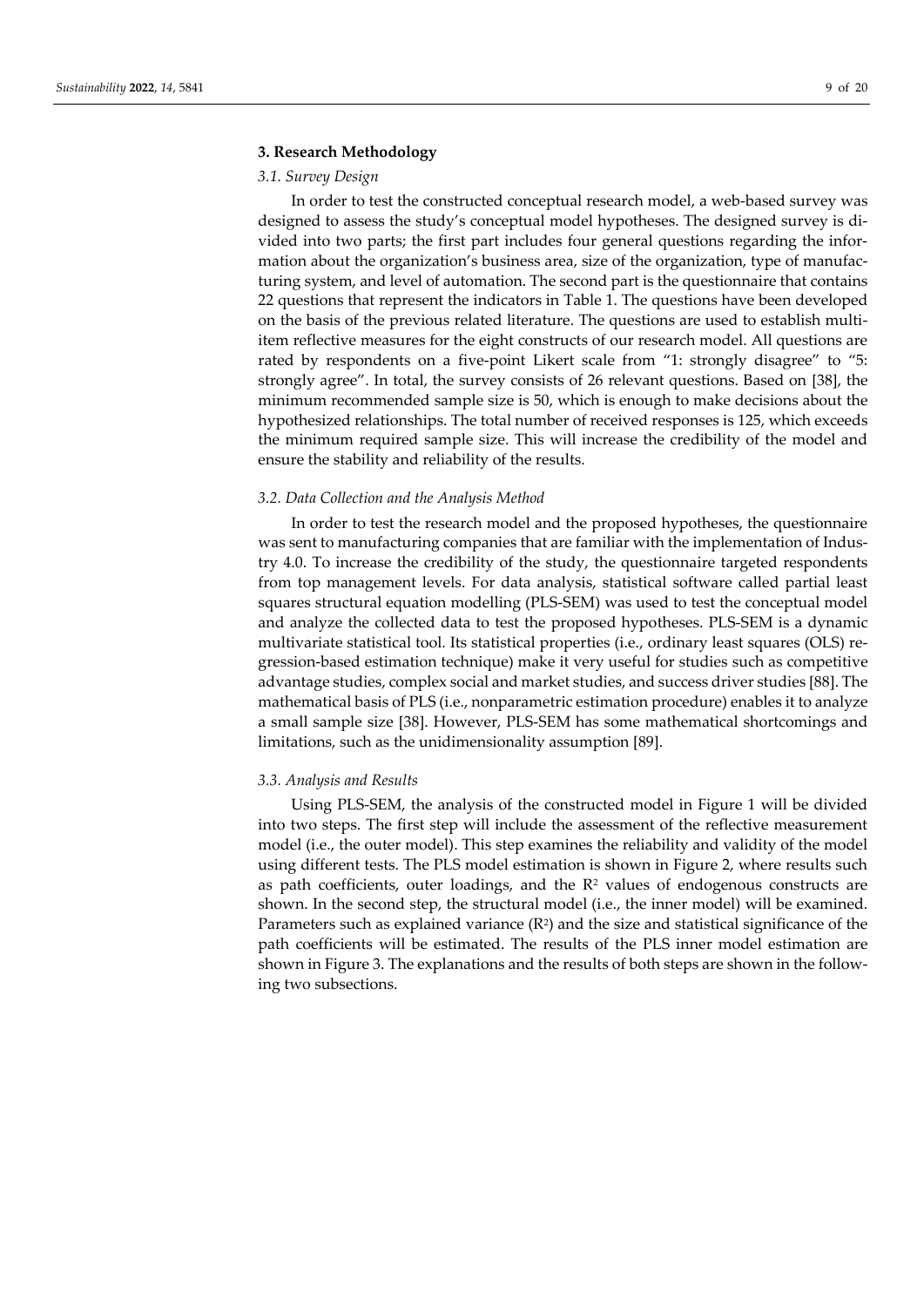## 3. Research Methodology

### 3.1. Survey Design

In order to test the constructed conceptual research model, a web-based survey was designed to assess the study's conceptual model hypotheses. The designed survey is divided into two parts; the first part includes four general questions regarding the information about the organization's business area, size of the organization, type of manufacturing system, and level of automation. The second part is the questionnaire that contains 22 questions that represent the indicators in Table 1. The questions have been developed on the basis of the previous related literature. The questions are used to establish multi-item reflective measures for the eight constructs of our research model. All questions are rated by respondents on a five-point Likert scale from "1: strongly disagree" to "5: strongly agree". In total, the survey consists of 26 relevant questions. Based on [38], the minimum recommended sample size is 50, which is enough to make decisions about the hypothesized relationships. The total number of received responses is 125, which exceeds the minimum required sample size. This will increase the credibility of the model and ensure the stability and reliability of the results.

### 3.2. Data Collection and the Analysis Method

In order to test the research model and the proposed hypotheses, the questionnaire was sent to manufacturing companies that are familiar with the implementation of Industry 4.0. To increase the credibility of the study, the questionnaire targeted respondents from top management levels. For data analysis, statistical software called partial least squares structural equation modelling (PLS-SEM) was used to test the conceptual model and analyze the collected data to test the proposed hypotheses. PLS-SEM is a dynamic multivariate statistical tool. Its statistical properties (i.e., ordinary least squares (OLS) regression-based estimation technique) make it very useful for studies such as competitive advantage studies, complex social and market studies, and success driver studies [88]. The mathematical basis of PLS (i.e., nonparametric estimation procedure) enables it to analyze a small sample size [38]. However, PLS-SEM has some mathematical shortcomings and limitations, such as the unidimensionality assumption [89].

### 3.3. Analysis and Results

Using PLS-SEM, the analysis of the constructed model in Figure 1 will be divided into two steps. The first step will include the assessment of the reflective measurement model (i.e., the outer model). This step examines the reliability and validity of the model using different tests. The PLS model estimation is shown in Figure 2, where results such as path coefficients, outer loadings, and the $R^2$ values of endogenous constructs are shown. In the second step, the structural model (i.e., the inner model) will be examined. Parameters such as explained variance ($R^2$) and the size and statistical significance of the path coefficients will be estimated. The results of the PLS inner model estimation are shown in Figure 3. The explanations and the results of both steps are shown in the following two subsections.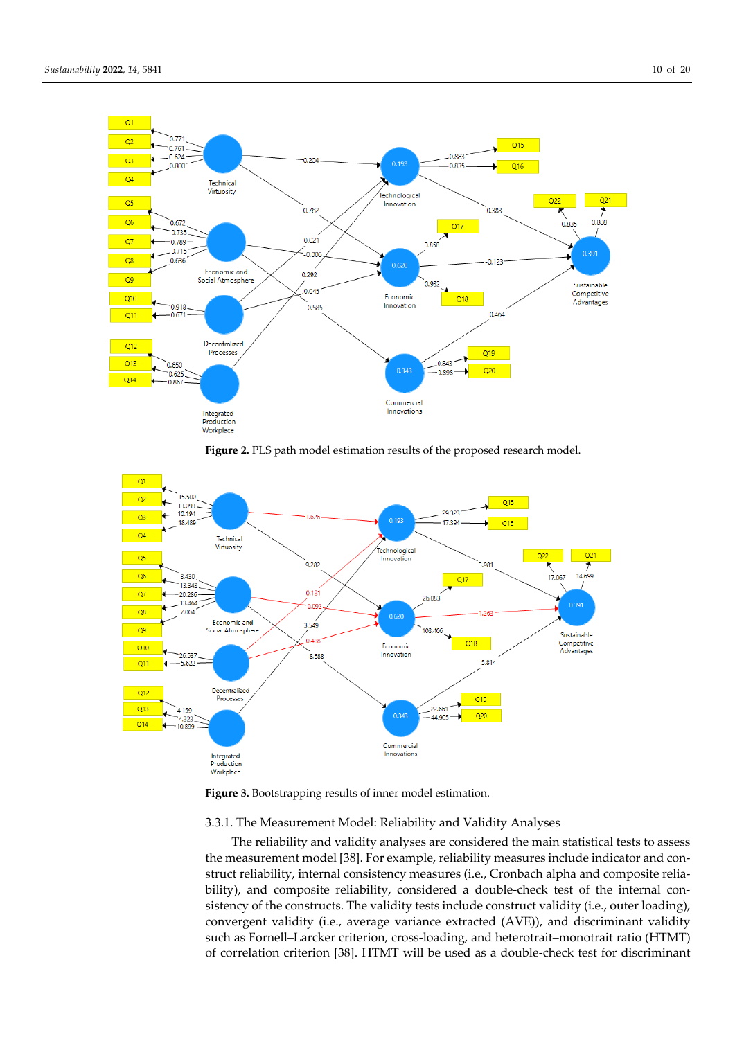**Figure 2.** PLS path model estimation results of the proposed research model.

**Figure 3.** Bootstrapping results of inner model estimation.

3.3.1. The Measurement Model: Reliability and Validity Analyses

The reliability and validity analyses are considered the main statistical tests to assess the measurement model [38]. For example, reliability measures include indicator and construct reliability, internal consistency measures (i.e., Cronbach alpha and composite reliability), and composite reliability, considered a double-check test of the internal consistency of the constructs. The validity tests include construct validity (i.e., outer loading), convergent validity (i.e., average variance extracted (AVE)), and discriminant validity such as Fornell–Larcker criterion, cross-loading, and heterotrait–monotrait ratio (HTMT) of correlation criterion [38]. HTMT will be used as a double-check test for discriminant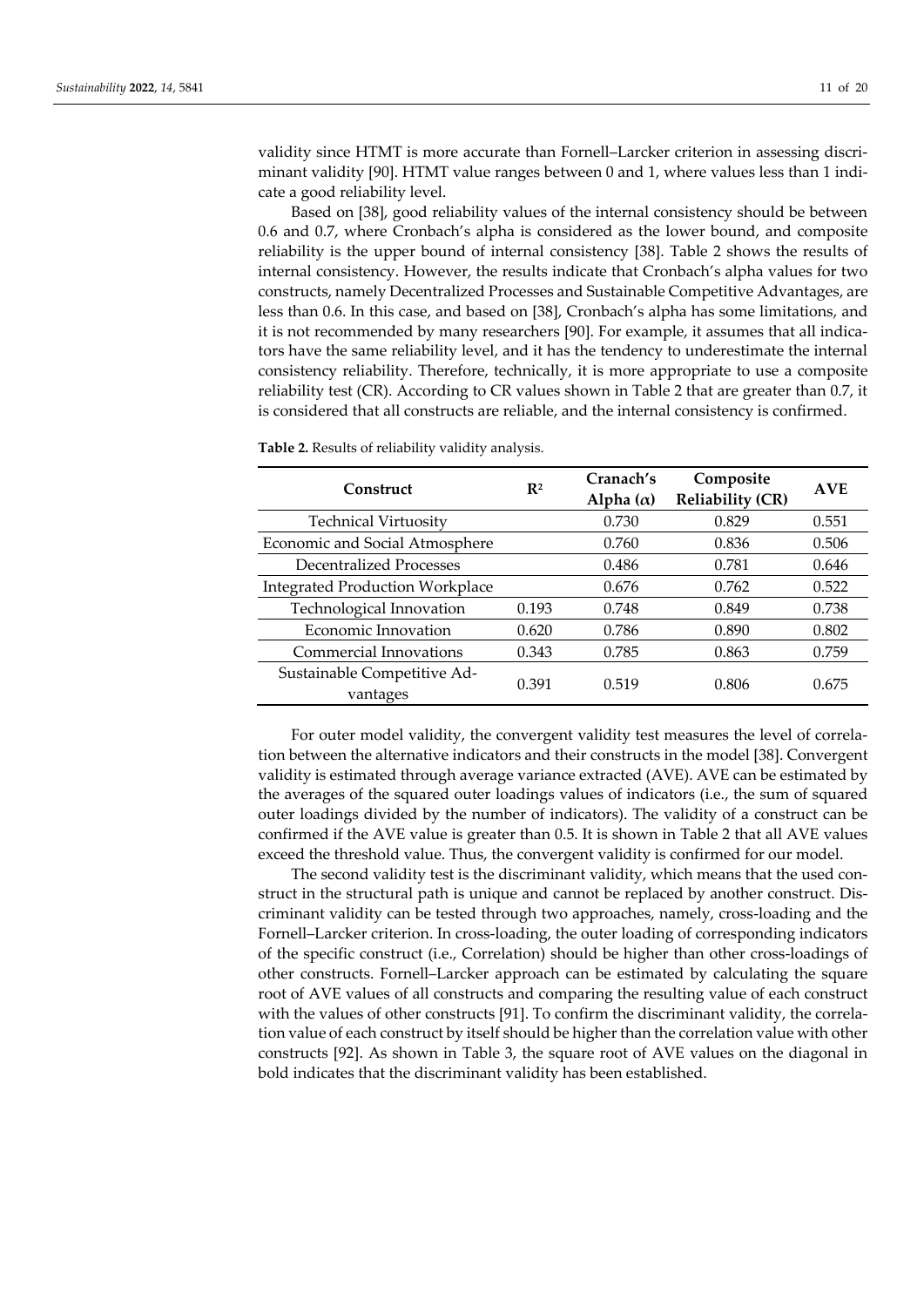validity since HTMT is more accurate than Fornell–Larcker criterion in assessing discriminant validity [90]. HTMT value ranges between 0 and 1, where values less than 1 indicate a good reliability level.

Based on [38], good reliability values of the internal consistency should be between 0.6 and 0.7, where Cronbach's alpha is considered as the lower bound, and composite reliability is the upper bound of internal consistency [38]. Table 2 shows the results of internal consistency. However, the results indicate that Cronbach's alpha values for two constructs, namely Decentralized Processes and Sustainable Competitive Advantages, are less than 0.6. In this case, and based on [38], Cronbach's alpha has some limitations, and it is not recommended by many researchers [90]. For example, it assumes that all indicators have the same reliability level, and it has the tendency to underestimate the internal consistency reliability. Therefore, technically, it is more appropriate to use a composite reliability test (CR). According to CR values shown in Table 2 that are greater than 0.7, it is considered that all constructs are reliable, and the internal consistency is confirmed.

**Table 2.** Results of reliability validity analysis.

| Construct | $R^2$ | Cranach's Alpha ($\alpha$) | Composite Reliability (CR) | AVE |
|---|---|---|---|---|
| Technical Virtuosity | | 0.730 | 0.829 | 0.551 |
| Economic and Social Atmosphere | | 0.760 | 0.836 | 0.506 |
| Decentralized Processes | | 0.486 | 0.781 | 0.646 |
| Integrated Production Workplace | | 0.676 | 0.762 | 0.522 |
| Technological Innovation | 0.193 | 0.748 | 0.849 | 0.738 |
| Economic Innovation | 0.620 | 0.786 | 0.890 | 0.802 |
| Commercial Innovations | 0.343 | 0.785 | 0.863 | 0.759 |
| Sustainable Competitive Advantages | 0.391 | 0.519 | 0.806 | 0.675 |

For outer model validity, the convergent validity test measures the level of correlation between the alternative indicators and their constructs in the model [38]. Convergent validity is estimated through average variance extracted (AVE). AVE can be estimated by the averages of the squared outer loadings values of indicators (i.e., the sum of squared outer loadings divided by the number of indicators). The validity of a construct can be confirmed if the AVE value is greater than 0.5. It is shown in Table 2 that all AVE values exceed the threshold value. Thus, the convergent validity is confirmed for our model.

The second validity test is the discriminant validity, which means that the used construct in the structural path is unique and cannot be replaced by another construct. Discriminant validity can be tested through two approaches, namely, cross-loading and the Fornell–Larcker criterion. In cross-loading, the outer loading of corresponding indicators of the specific construct (i.e., Correlation) should be higher than other cross-loadings of other constructs. Fornell–Larcker approach can be estimated by calculating the square root of AVE values of all constructs and comparing the resulting value of each construct with the values of other constructs [91]. To confirm the discriminant validity, the correlation value of each construct by itself should be higher than the correlation value with other constructs [92]. As shown in Table 3, the square root of AVE values on the diagonal in bold indicates that the discriminant validity has been established.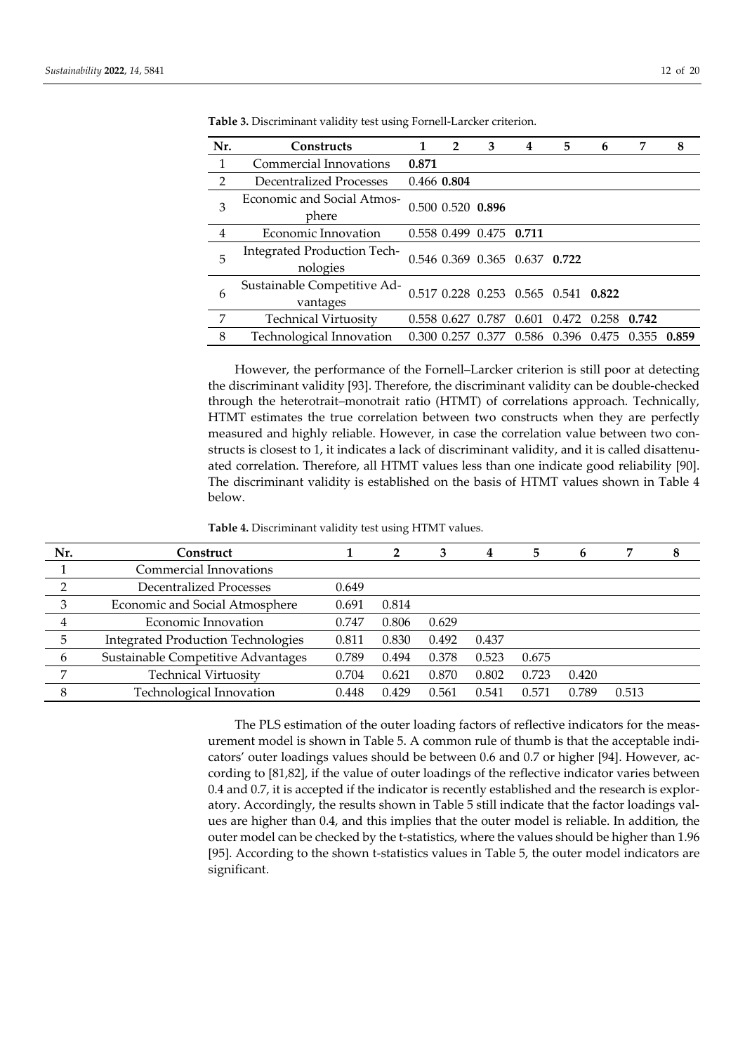**Table 3.** Discriminant validity test using Fornell-Larcker criterion.

| Nr. | Constructs | 1 | 2 | 3 | 4 | 5 | 6 | 7 | 8 |
|---|---|---|---|---|---|---|---|---|---|
| 1 | Commercial Innovations | **0.871** | | | | | | | |
| 2 | Decentralized Processes | 0.466 | **0.804** | | | | | | |
| 3 | Economic and Social Atmosphere | 0.500 | 0.520 | **0.896** | | | | | |
| 4 | Economic Innovation | 0.558 | 0.499 | 0.475 | **0.711** | | | | |
| 5 | Integrated Production Technologies | 0.546 | 0.369 | 0.365 | 0.637 | **0.722** | | | |
| 6 | Sustainable Competitive Advantages | 0.517 | 0.228 | 0.253 | 0.565 | 0.541 | **0.822** | | |
| 7 | Technical Virtuosity | 0.558 | 0.627 | 0.787 | 0.601 | 0.472 | 0.258 | **0.742** | |
| 8 | Technological Innovation | 0.300 | 0.257 | 0.377 | 0.586 | 0.396 | 0.475 | 0.355 | **0.859** |

However, the performance of the Fornell–Larcker criterion is still poor at detecting the discriminant validity [93]. Therefore, the discriminant validity can be double-checked through the heterotrait–monotrait ratio (HTMT) of correlations approach. Technically, HTMT estimates the true correlation between two constructs when they are perfectly measured and highly reliable. However, in case the correlation value between two constructs is closest to 1, it indicates a lack of discriminant validity, and it is called disattenuated correlation. Therefore, all HTMT values less than one indicate good reliability [90]. The discriminant validity is established on the basis of HTMT values shown in Table 4 below.

**Table 4.** Discriminant validity test using HTMT values.

| Nr. | Construct | 1 | 2 | 3 | 4 | 5 | 6 | 7 | 8 |
|---|---|---|---|---|---|---|---|---|---|
| 1 | Commercial Innovations | | | | | | | | |
| 2 | Decentralized Processes | 0.649 | | | | | | | |
| 3 | Economic and Social Atmosphere | 0.691 | 0.814 | | | | | | |
| 4 | Economic Innovation | 0.747 | 0.806 | 0.629 | | | | | |
| 5 | Integrated Production Technologies | 0.811 | 0.830 | 0.492 | 0.437 | | | | |
| 6 | Sustainable Competitive Advantages | 0.789 | 0.494 | 0.378 | 0.523 | 0.675 | | | |
| 7 | Technical Virtuosity | 0.704 | 0.621 | 0.870 | 0.802 | 0.723 | 0.420 | | |
| 8 | Technological Innovation | 0.448 | 0.429 | 0.561 | 0.541 | 0.571 | 0.789 | 0.513 | |

The PLS estimation of the outer loading factors of reflective indicators for the measurement model is shown in Table 5. A common rule of thumb is that the acceptable indicators' outer loadings values should be between 0.6 and 0.7 or higher [94]. However, according to [81,82], if the value of outer loadings of the reflective indicator varies between 0.4 and 0.7, it is accepted if the indicator is recently established and the research is exploratory. Accordingly, the results shown in Table 5 still indicate that the factor loadings values are higher than 0.4, and this implies that the outer model is reliable. In addition, the outer model can be checked by the t-statistics, where the values should be higher than 1.96 [95]. According to the shown t-statistics values in Table 5, the outer model indicators are significant.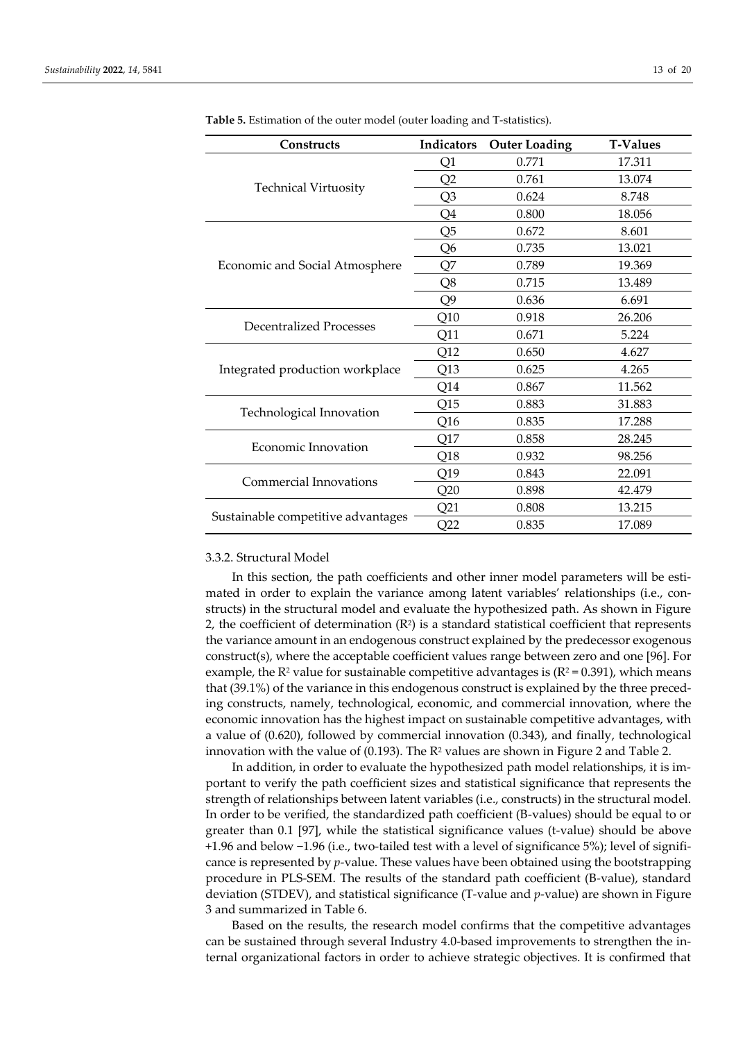**Table 5.** Estimation of the outer model (outer loading and T-statistics).

| Constructs | Indicators | Outer Loading | T-Values |
|---|---|---|---|
| Technical Virtuosity | Q1 | 0.771 | 17.311 |
| | Q2 | 0.761 | 13.074 |
| | Q3 | 0.624 | 8.748 |
| | Q4 | 0.800 | 18.056 |
| Economic and Social Atmosphere | Q5 | 0.672 | 8.601 |
| | Q6 | 0.735 | 13.021 |
| | Q7 | 0.789 | 19.369 |
| | Q8 | 0.715 | 13.489 |
| | Q9 | 0.636 | 6.691 |
| Decentralized Processes | Q10 | 0.918 | 26.206 |
| | Q11 | 0.671 | 5.224 |
| Integrated production workplace | Q12 | 0.650 | 4.627 |
| | Q13 | 0.625 | 4.265 |
| | Q14 | 0.867 | 11.562 |
| Technological Innovation | Q15 | 0.883 | 31.883 |
| | Q16 | 0.835 | 17.288 |
| Economic Innovation | Q17 | 0.858 | 28.245 |
| | Q18 | 0.932 | 98.256 |
| Commercial Innovations | Q19 | 0.843 | 22.091 |
| | Q20 | 0.898 | 42.479 |
| Sustainable competitive advantages | Q21 | 0.808 | 13.215 |
| | Q22 | 0.835 | 17.089 |

### 3.3.2. Structural Model

In this section, the path coefficients and other inner model parameters will be estimated in order to explain the variance among latent variables' relationships (i.e., constructs) in the structural model and evaluate the hypothesized path. As shown in Figure 2, the coefficient of determination ($R^2$) is a standard statistical coefficient that represents the variance amount in an endogenous construct explained by the predecessor exogenous construct(s), where the acceptable coefficient values range between zero and one [96]. For example, the $R^2$ value for sustainable competitive advantages is ($R^2 = 0.391$), which means that (39.1%) of the variance in this endogenous construct is explained by the three preceding constructs, namely, technological, economic, and commercial innovation, where the economic innovation has the highest impact on sustainable competitive advantages, with a value of (0.620), followed by commercial innovation (0.343), and finally, technological innovation with the value of (0.193). The $R^2$ values are shown in Figure 2 and Table 2.

In addition, in order to evaluate the hypothesized path model relationships, it is important to verify the path coefficient sizes and statistical significance that represents the strength of relationships between latent variables (i.e., constructs) in the structural model. In order to be verified, the standardized path coefficient (B-values) should be equal to or greater than 0.1 [97], while the statistical significance values (t-value) should be above +1.96 and below −1.96 (i.e., two-tailed test with a level of significance 5%); level of significance is represented by *p*-value. These values have been obtained using the bootstrapping procedure in PLS-SEM. The results of the standard path coefficient (B-value), standard deviation (STDEV), and statistical significance (T-value and *p*-value) are shown in Figure 3 and summarized in Table 6.

Based on the results, the research model confirms that the competitive advantages can be sustained through several Industry 4.0-based improvements to strengthen the internal organizational factors in order to achieve strategic objectives. It is confirmed that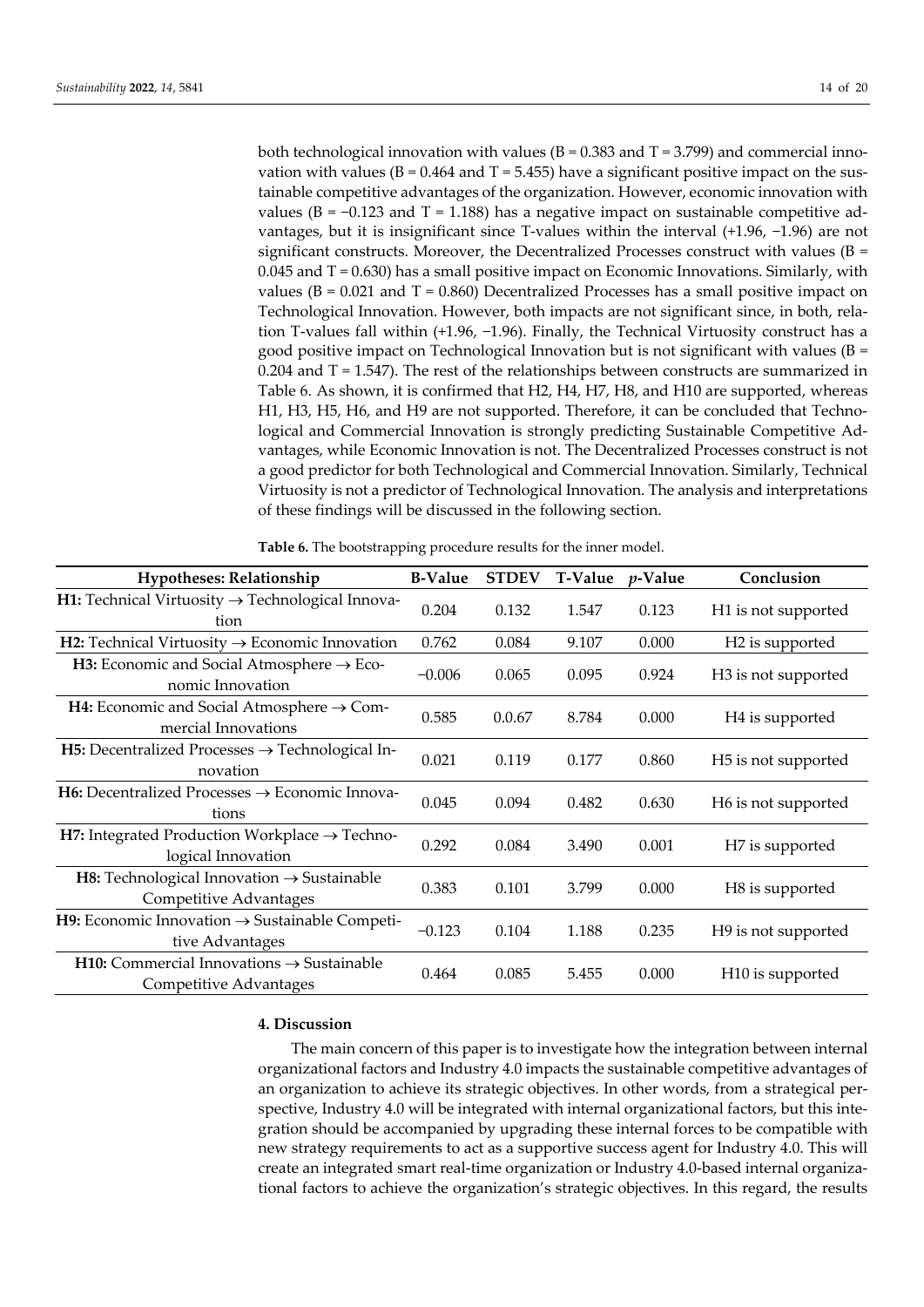both technological innovation with values (B = 0.383 and T = 3.799) and commercial innovation with values (B = 0.464 and T = 5.455) have a significant positive impact on the sustainable competitive advantages of the organization. However, economic innovation with values (B = −0.123 and T = 1.188) has a negative impact on sustainable competitive advantages, but it is insignificant since T-values within the interval (+1.96, −1.96) are not significant constructs. Moreover, the Decentralized Processes construct with values (B = 0.045 and T = 0.630) has a small positive impact on Economic Innovations. Similarly, with values (B = 0.021 and T = 0.860) Decentralized Processes has a small positive impact on Technological Innovation. However, both impacts are not significant since, in both, relation T-values fall within (+1.96, −1.96). Finally, the Technical Virtuosity construct has a good positive impact on Technological Innovation but is not significant with values (B = 0.204 and T = 1.547). The rest of the relationships between constructs are summarized in Table 6. As shown, it is confirmed that H2, H4, H7, H8, and H10 are supported, whereas H1, H3, H5, H6, and H9 are not supported. Therefore, it can be concluded that Technological and Commercial Innovation is strongly predicting Sustainable Competitive Advantages, while Economic Innovation is not. The Decentralized Processes construct is not a good predictor for both Technological and Commercial Innovation. Similarly, Technical Virtuosity is not a predictor of Technological Innovation. The analysis and interpretations of these findings will be discussed in the following section.

**Table 6.** The bootstrapping procedure results for the inner model.

| Hypotheses: Relationship | B-Value | STDEV | T-Value | *p*-Value | Conclusion |
|---|---|---|---|---|---|
| **H1:** Technical Virtuosity → Technological Innovation | 0.204 | 0.132 | 1.547 | 0.123 | H1 is not supported |
| **H2:** Technical Virtuosity → Economic Innovation | 0.762 | 0.084 | 9.107 | 0.000 | H2 is supported |
| **H3:** Economic and Social Atmosphere → Economic Innovation | −0.006 | 0.065 | 0.095 | 0.924 | H3 is not supported |
| **H4:** Economic and Social Atmosphere → Commercial Innovations | 0.585 | 0.0.67 | 8.784 | 0.000 | H4 is supported |
| **H5:** Decentralized Processes → Technological Innovation | 0.021 | 0.119 | 0.177 | 0.860 | H5 is not supported |
| **H6:** Decentralized Processes → Economic Innovations | 0.045 | 0.094 | 0.482 | 0.630 | H6 is not supported |
| **H7:** Integrated Production Workplace → Technological Innovation | 0.292 | 0.084 | 3.490 | 0.001 | H7 is supported |
| **H8:** Technological Innovation → Sustainable Competitive Advantages | 0.383 | 0.101 | 3.799 | 0.000 | H8 is supported |
| **H9:** Economic Innovation → Sustainable Competitive Advantages | −0.123 | 0.104 | 1.188 | 0.235 | H9 is not supported |
| **H10:** Commercial Innovations → Sustainable Competitive Advantages | 0.464 | 0.085 | 5.455 | 0.000 | H10 is supported |

## 4. Discussion

The main concern of this paper is to investigate how the integration between internal organizational factors and Industry 4.0 impacts the sustainable competitive advantages of an organization to achieve its strategic objectives. In other words, from a strategical perspective, Industry 4.0 will be integrated with internal organizational factors, but this integration should be accompanied by upgrading these internal forces to be compatible with new strategy requirements to act as a supportive success agent for Industry 4.0. This will create an integrated smart real-time organization or Industry 4.0-based internal organizational factors to achieve the organization's strategic objectives. In this regard, the results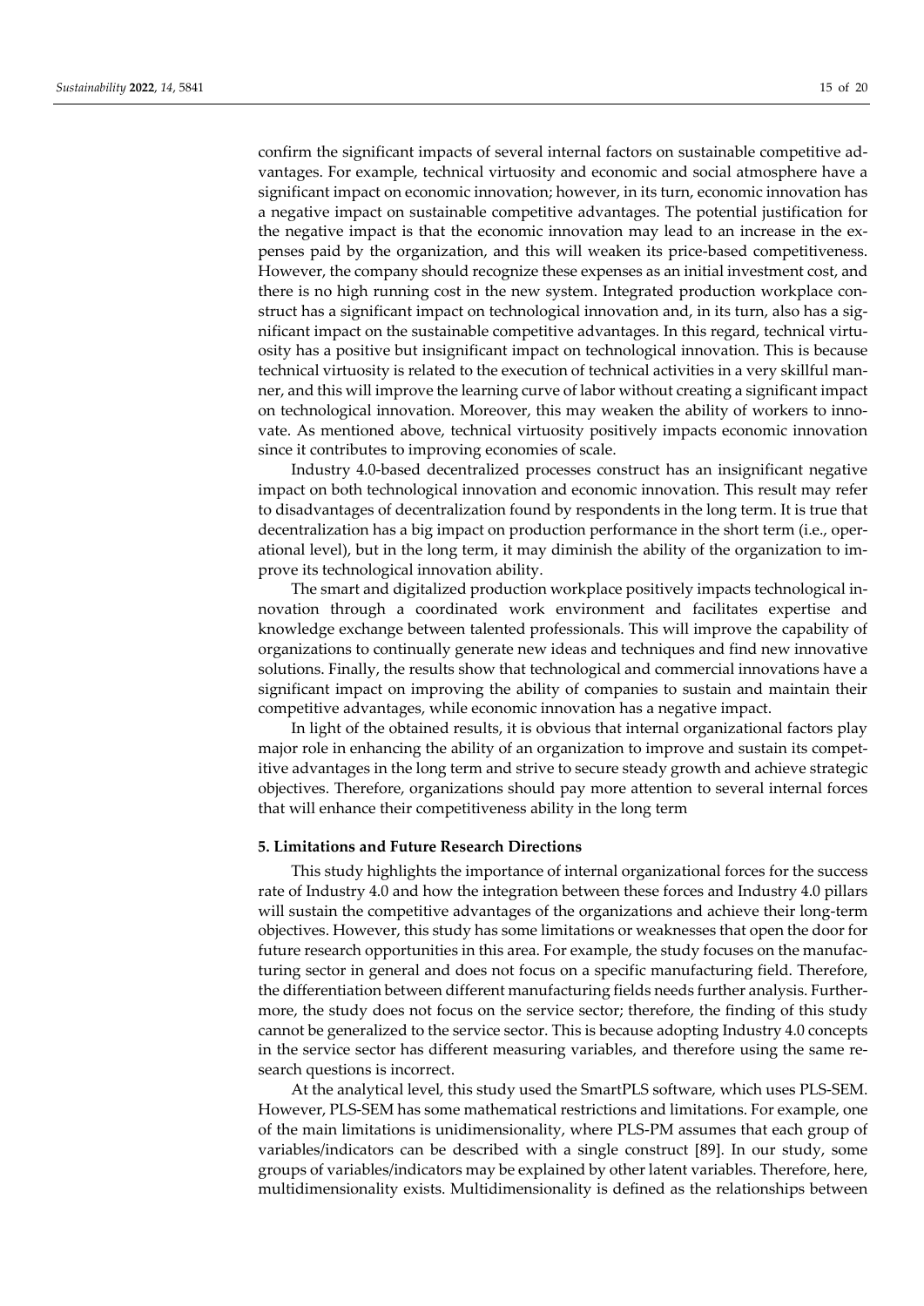confirm the significant impacts of several internal factors on sustainable competitive advantages. For example, technical virtuosity and economic and social atmosphere have a significant impact on economic innovation; however, in its turn, economic innovation has a negative impact on sustainable competitive advantages. The potential justification for the negative impact is that the economic innovation may lead to an increase in the expenses paid by the organization, and this will weaken its price-based competitiveness. However, the company should recognize these expenses as an initial investment cost, and there is no high running cost in the new system. Integrated production workplace construct has a significant impact on technological innovation and, in its turn, also has a significant impact on the sustainable competitive advantages. In this regard, technical virtuosity has a positive but insignificant impact on technological innovation. This is because technical virtuosity is related to the execution of technical activities in a very skillful manner, and this will improve the learning curve of labor without creating a significant impact on technological innovation. Moreover, this may weaken the ability of workers to innovate. As mentioned above, technical virtuosity positively impacts economic innovation since it contributes to improving economies of scale.

Industry 4.0-based decentralized processes construct has an insignificant negative impact on both technological innovation and economic innovation. This result may refer to disadvantages of decentralization found by respondents in the long term. It is true that decentralization has a big impact on production performance in the short term (i.e., operational level), but in the long term, it may diminish the ability of the organization to improve its technological innovation ability.

The smart and digitalized production workplace positively impacts technological innovation through a coordinated work environment and facilitates expertise and knowledge exchange between talented professionals. This will improve the capability of organizations to continually generate new ideas and techniques and find new innovative solutions. Finally, the results show that technological and commercial innovations have a significant impact on improving the ability of companies to sustain and maintain their competitive advantages, while economic innovation has a negative impact.

In light of the obtained results, it is obvious that internal organizational factors play major role in enhancing the ability of an organization to improve and sustain its competitive advantages in the long term and strive to secure steady growth and achieve strategic objectives. Therefore, organizations should pay more attention to several internal forces that will enhance their competitiveness ability in the long term

## 5. Limitations and Future Research Directions

This study highlights the importance of internal organizational forces for the success rate of Industry 4.0 and how the integration between these forces and Industry 4.0 pillars will sustain the competitive advantages of the organizations and achieve their long-term objectives. However, this study has some limitations or weaknesses that open the door for future research opportunities in this area. For example, the study focuses on the manufacturing sector in general and does not focus on a specific manufacturing field. Therefore, the differentiation between different manufacturing fields needs further analysis. Furthermore, the study does not focus on the service sector; therefore, the finding of this study cannot be generalized to the service sector. This is because adopting Industry 4.0 concepts in the service sector has different measuring variables, and therefore using the same research questions is incorrect.

At the analytical level, this study used the SmartPLS software, which uses PLS-SEM. However, PLS-SEM has some mathematical restrictions and limitations. For example, one of the main limitations is unidimensionality, where PLS-PM assumes that each group of variables/indicators can be described with a single construct [89]. In our study, some groups of variables/indicators may be explained by other latent variables. Therefore, here, multidimensionality exists. Multidimensionality is defined as the relationships between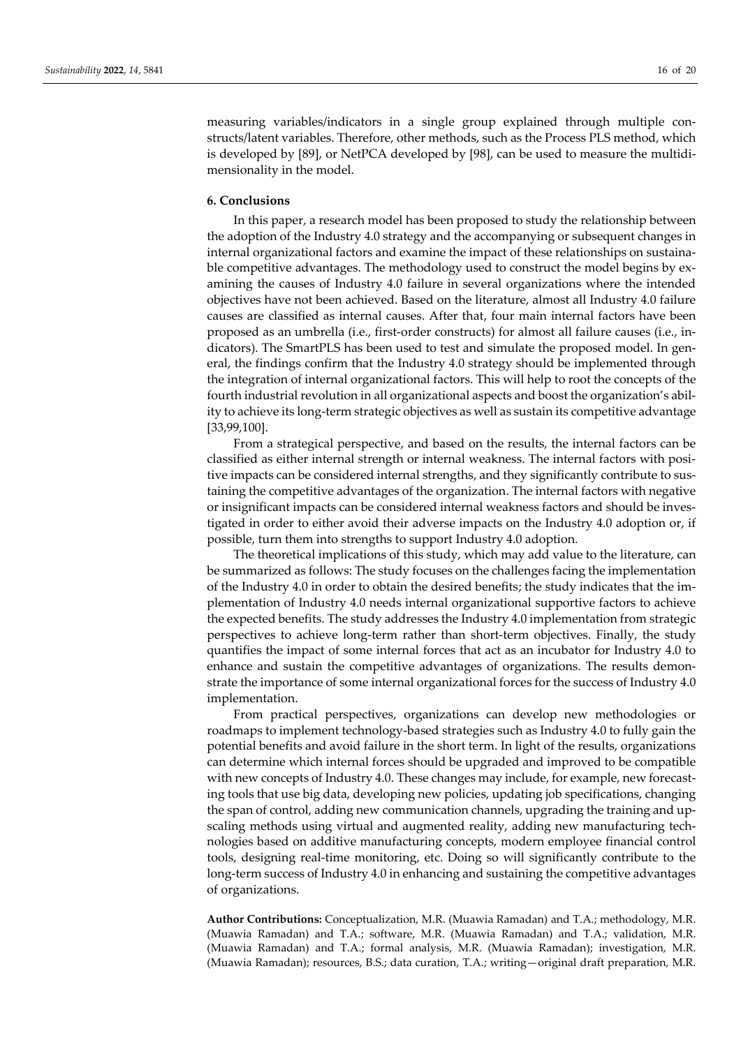measuring variables/indicators in a single group explained through multiple constructs/latent variables. Therefore, other methods, such as the Process PLS method, which is developed by [89], or NetPCA developed by [98], can be used to measure the multidimensionality in the model.

## 6. Conclusions

In this paper, a research model has been proposed to study the relationship between the adoption of the Industry 4.0 strategy and the accompanying or subsequent changes in internal organizational factors and examine the impact of these relationships on sustainable competitive advantages. The methodology used to construct the model begins by examining the causes of Industry 4.0 failure in several organizations where the intended objectives have not been achieved. Based on the literature, almost all Industry 4.0 failure causes are classified as internal causes. After that, four main internal factors have been proposed as an umbrella (i.e., first-order constructs) for almost all failure causes (i.e., indicators). The SmartPLS has been used to test and simulate the proposed model. In general, the findings confirm that the Industry 4.0 strategy should be implemented through the integration of internal organizational factors. This will help to root the concepts of the fourth industrial revolution in all organizational aspects and boost the organization's ability to achieve its long-term strategic objectives as well as sustain its competitive advantage [33,99,100].

From a strategical perspective, and based on the results, the internal factors can be classified as either internal strength or internal weakness. The internal factors with positive impacts can be considered internal strengths, and they significantly contribute to sustaining the competitive advantages of the organization. The internal factors with negative or insignificant impacts can be considered internal weakness factors and should be investigated in order to either avoid their adverse impacts on the Industry 4.0 adoption or, if possible, turn them into strengths to support Industry 4.0 adoption.

The theoretical implications of this study, which may add value to the literature, can be summarized as follows: The study focuses on the challenges facing the implementation of the Industry 4.0 in order to obtain the desired benefits; the study indicates that the implementation of Industry 4.0 needs internal organizational supportive factors to achieve the expected benefits. The study addresses the Industry 4.0 implementation from strategic perspectives to achieve long-term rather than short-term objectives. Finally, the study quantifies the impact of some internal forces that act as an incubator for Industry 4.0 to enhance and sustain the competitive advantages of organizations. The results demonstrate the importance of some internal organizational forces for the success of Industry 4.0 implementation.

From practical perspectives, organizations can develop new methodologies or roadmaps to implement technology-based strategies such as Industry 4.0 to fully gain the potential benefits and avoid failure in the short term. In light of the results, organizations can determine which internal forces should be upgraded and improved to be compatible with new concepts of Industry 4.0. These changes may include, for example, new forecasting tools that use big data, developing new policies, updating job specifications, changing the span of control, adding new communication channels, upgrading the training and upscaling methods using virtual and augmented reality, adding new manufacturing technologies based on additive manufacturing concepts, modern employee financial control tools, designing real-time monitoring, etc. Doing so will significantly contribute to the long-term success of Industry 4.0 in enhancing and sustaining the competitive advantages of organizations.

**Author Contributions:** Conceptualization, M.R. (Muawia Ramadan) and T.A.; methodology, M.R. (Muawia Ramadan) and T.A.; software, M.R. (Muawia Ramadan) and T.A.; validation, M.R. (Muawia Ramadan) and T.A.; formal analysis, M.R. (Muawia Ramadan); investigation, M.R. (Muawia Ramadan); resources, B.S.; data curation, T.A.; writing—original draft preparation, M.R.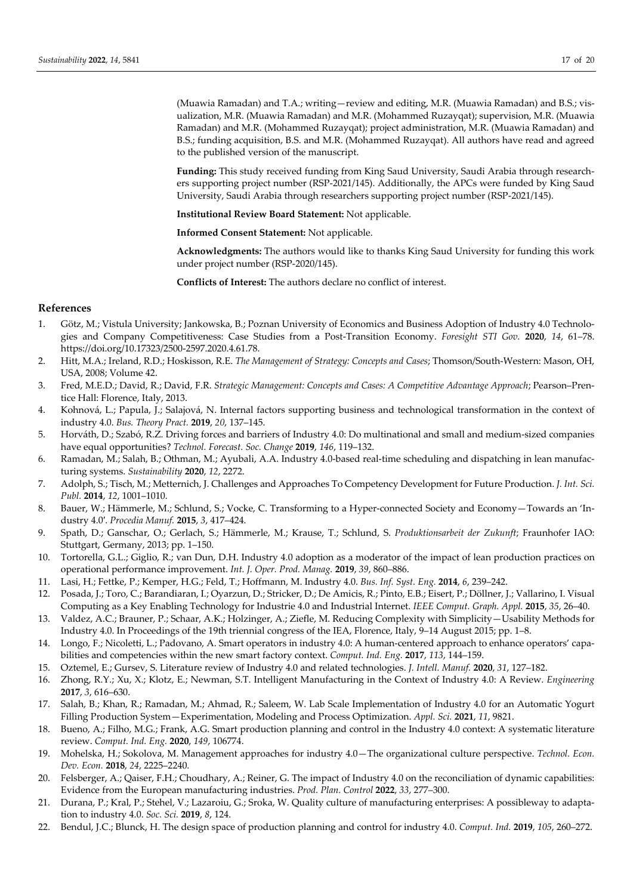(Muawia Ramadan) and T.A.; writing—review and editing, M.R. (Muawia Ramadan) and B.S.; visualization, M.R. (Muawia Ramadan) and M.R. (Mohammed Ruzayqat); supervision, M.R. (Muawia Ramadan) and M.R. (Mohammed Ruzayqat); project administration, M.R. (Muawia Ramadan) and B.S.; funding acquisition, B.S. and M.R. (Mohammed Ruzayqat). All authors have read and agreed to the published version of the manuscript.

**Funding:** This study received funding from King Saud University, Saudi Arabia through researchers supporting project number (RSP-2021/145). Additionally, the APCs were funded by King Saud University, Saudi Arabia through researchers supporting project number (RSP-2021/145).

**Institutional Review Board Statement:** Not applicable.

**Informed Consent Statement:** Not applicable.

**Acknowledgments:** The authors would like to thanks King Saud University for funding this work under project number (RSP-2020/145).

**Conflicts of Interest:** The authors declare no conflict of interest.

## References

1. Götz, M.; Vistula University; Jankowska, B.; Poznan University of Economics and Business Adoption of Industry 4.0 Technologies and Company Competitiveness: Case Studies from a Post-Transition Economy. *Foresight STI Gov.* **2020**, *14*, 61–78. https://doi.org/10.17323/2500-2597.2020.4.61.78.
2. Hitt, M.A.; Ireland, R.D.; Hoskisson, R.E. *The Management of Strategy: Concepts and Cases*; Thomson/South-Western: Mason, OH, USA, 2008; Volume 42.
3. Fred, M.E.D.; David, R.; David, F.R. *Strategic Management: Concepts and Cases: A Competitive Advantage Approach*; Pearson–Prentice Hall: Florence, Italy, 2013.
4. Kohnová, L.; Papula, J.; Salajová, N. Internal factors supporting business and technological transformation in the context of industry 4.0. *Bus. Theory Pract.* **2019**, *20*, 137–145.
5. Horváth, D.; Szabó, R.Z. Driving forces and barriers of Industry 4.0: Do multinational and small and medium-sized companies have equal opportunities? *Technol. Forecast. Soc. Change* **2019**, *146*, 119–132.
6. Ramadan, M.; Salah, B.; Othman, M.; Ayubali, A.A. Industry 4.0-based real-time scheduling and dispatching in lean manufacturing systems. *Sustainability* **2020**, *12*, 2272.
7. Adolph, S.; Tisch, M.; Metternich, J. Challenges and Approaches To Competency Development for Future Production. *J. Int. Sci. Publ.* **2014**, *12*, 1001–1010.
8. Bauer, W.; Hämmerle, M.; Schlund, S.; Vocke, C. Transforming to a Hyper-connected Society and Economy—Towards an 'Industry 4.0'. *Procedia Manuf.* **2015**, *3*, 417–424.
9. Spath, D.; Ganschar, O.; Gerlach, S.; Hämmerle, M.; Krause, T.; Schlund, S. *Produktionsarbeit der Zukunft*; Fraunhofer IAO: Stuttgart, Germany, 2013; pp. 1–150.
10. Tortorella, G.L.; Giglio, R.; van Dun, D.H. Industry 4.0 adoption as a moderator of the impact of lean production practices on operational performance improvement. *Int. J. Oper. Prod. Manag.* **2019**, *39*, 860–886.
11. Lasi, H.; Fettke, P.; Kemper, H.G.; Feld, T.; Hoffmann, M. Industry 4.0. *Bus. Inf. Syst. Eng.* **2014**, *6*, 239–242.
12. Posada, J.; Toro, C.; Barandiaran, I.; Oyarzun, D.; Stricker, D.; De Amicis, R.; Pinto, E.B.; Eisert, P.; Döllner, J.; Vallarino, I. Visual Computing as a Key Enabling Technology for Industrie 4.0 and Industrial Internet. *IEEE Comput. Graph. Appl.* **2015**, *35*, 26–40.
13. Valdez, A.C.; Brauner, P.; Schaar, A.K.; Holzinger, A.; Ziefle, M. Reducing Complexity with Simplicity—Usability Methods for Industry 4.0. In Proceedings of the 19th triennial congress of the IEA, Florence, Italy, 9–14 August 2015; pp. 1–8.
14. Longo, F.; Nicoletti, L.; Padovano, A. Smart operators in industry 4.0: A human-centered approach to enhance operators' capabilities and competencies within the new smart factory context. *Comput. Ind. Eng.* **2017**, *113*, 144–159.
15. Oztemel, E.; Gursev, S. Literature review of Industry 4.0 and related technologies. *J. Intell. Manuf.* **2020**, *31*, 127–182.
16. Zhong, R.Y.; Xu, X.; Klotz, E.; Newman, S.T. Intelligent Manufacturing in the Context of Industry 4.0: A Review. *Engineering* **2017**, *3*, 616–630.
17. Salah, B.; Khan, R.; Ramadan, M.; Ahmad, R.; Saleem, W. Lab Scale Implementation of Industry 4.0 for an Automatic Yogurt Filling Production System—Experimentation, Modeling and Process Optimization. *Appl. Sci.* **2021**, *11*, 9821.
18. Bueno, A.; Filho, M.G.; Frank, A.G. Smart production planning and control in the Industry 4.0 context: A systematic literature review. *Comput. Ind. Eng.* **2020**, *149*, 106774.
19. Mohelska, H.; Sokolova, M. Management approaches for industry 4.0—The organizational culture perspective. *Technol. Econ. Dev. Econ.* **2018**, *24*, 2225–2240.
20. Felsberger, A.; Qaiser, F.H.; Choudhary, A.; Reiner, G. The impact of Industry 4.0 on the reconciliation of dynamic capabilities: Evidence from the European manufacturing industries. *Prod. Plan. Control* **2022**, *33*, 277–300.
21. Durana, P.; Kral, P.; Stehel, V.; Lazaroiu, G.; Sroka, W. Quality culture of manufacturing enterprises: A possibleway to adaptation to industry 4.0. *Soc. Sci.* **2019**, *8*, 124.
22. Bendul, J.C.; Blunck, H. The design space of production planning and control for industry 4.0. *Comput. Ind.* **2019**, *105*, 260–272.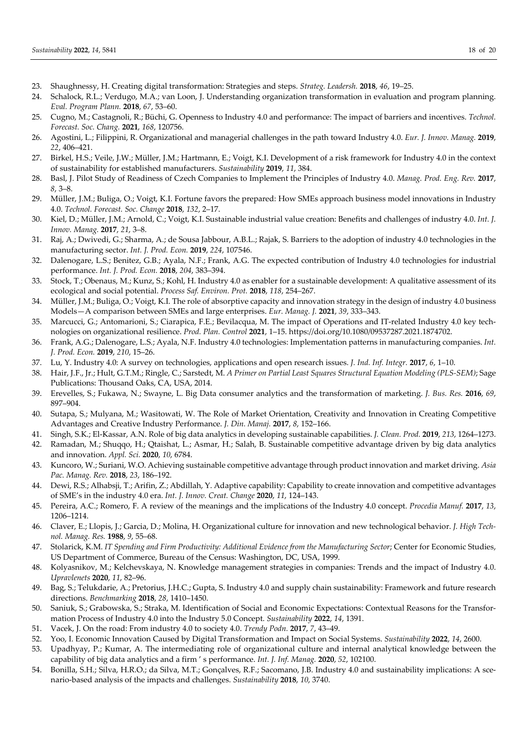23. Shaughnessy, H. Creating digital transformation: Strategies and steps. *Strateg. Leadersh.* **2018**, *46*, 19–25.
24. Schalock, R.L.; Verdugo, M.A.; van Loon, J. Understanding organization transformation in evaluation and program planning. *Eval. Program Plann.* **2018**, *67*, 53–60.
25. Cugno, M.; Castagnoli, R.; Büchi, G. Openness to Industry 4.0 and performance: The impact of barriers and incentives. *Technol. Forecast. Soc. Chang.* **2021**, *168*, 120756.
26. Agostini, L.; Filippini, R. Organizational and managerial challenges in the path toward Industry 4.0. *Eur. J. Innov. Manag.* **2019**, *22*, 406–421.
27. Birkel, H.S.; Veile, J.W.; Müller, J.M.; Hartmann, E.; Voigt, K.I. Development of a risk framework for Industry 4.0 in the context of sustainability for established manufacturers. *Sustainability* **2019**, *11*, 384.
28. Basl, J. Pilot Study of Readiness of Czech Companies to Implement the Principles of Industry 4.0. *Manag. Prod. Eng. Rev.* **2017**, *8*, 3–8.
29. Müller, J.M.; Buliga, O.; Voigt, K.I. Fortune favors the prepared: How SMEs approach business model innovations in Industry 4.0. *Technol. Forecast. Soc. Change* **2018**, *132*, 2–17.
30. Kiel, D.; Müller, J.M.; Arnold, C.; Voigt, K.I. Sustainable industrial value creation: Benefits and challenges of industry 4.0. *Int. J. Innov. Manag.* **2017**, *21*, 3–8.
31. Raj, A.; Dwivedi, G.; Sharma, A.; de Sousa Jabbour, A.B.L.; Rajak, S. Barriers to the adoption of industry 4.0 technologies in the manufacturing sector. *Int. J. Prod. Econ.* **2019**, *224*, 107546.
32. Dalenogare, L.S.; Benitez, G.B.; Ayala, N.F.; Frank, A.G. The expected contribution of Industry 4.0 technologies for industrial performance. *Int. J. Prod. Econ.* **2018**, *204*, 383–394.
33. Stock, T.; Obenaus, M.; Kunz, S.; Kohl, H. Industry 4.0 as enabler for a sustainable development: A qualitative assessment of its ecological and social potential. *Process Saf. Environ. Prot.* **2018**, *118*, 254–267.
34. Müller, J.M.; Buliga, O.; Voigt, K.I. The role of absorptive capacity and innovation strategy in the design of industry 4.0 business Models—A comparison between SMEs and large enterprises. *Eur. Manag. J.* **2021**, *39*, 333–343.
35. Marcucci, G.; Antomarioni, S.; Ciarapica, F.E.; Bevilacqua, M. The impact of Operations and IT-related Industry 4.0 key technologies on organizational resilience. *Prod. Plan. Control* **2021**, 1–15. https://doi.org/10.1080/09537287.2021.1874702.
36. Frank, A.G.; Dalenogare, L.S.; Ayala, N.F. Industry 4.0 technologies: Implementation patterns in manufacturing companies. *Int. J. Prod. Econ.* **2019**, *210*, 15–26.
37. Lu, Y. Industry 4.0: A survey on technologies, applications and open research issues. *J. Ind. Inf. Integr.* **2017**, *6*, 1–10.
38. Hair, J.F., Jr.; Hult, G.T.M.; Ringle, C.; Sarstedt, M. *A Primer on Partial Least Squares Structural Equation Modeling (PLS-SEM)*; Sage Publications: Thousand Oaks, CA, USA, 2014.
39. Erevelles, S.; Fukawa, N.; Swayne, L. Big Data consumer analytics and the transformation of marketing. *J. Bus. Res.* **2016**, *69*, 897–904.
40. Sutapa, S.; Mulyana, M.; Wasitowati, W. The Role of Market Orientation, Creativity and Innovation in Creating Competitive Advantages and Creative Industry Performance. *J. Din. Manaj.* **2017**, *8*, 152–166.
41. Singh, S.K.; El-Kassar, A.N. Role of big data analytics in developing sustainable capabilities. *J. Clean. Prod.* **2019**, *213*, 1264–1273.
42. Ramadan, M.; Shuqqo, H.; Qtaishat, L.; Asmar, H.; Salah, B. Sustainable competitive advantage driven by big data analytics and innovation. *Appl. Sci.* **2020**, *10*, 6784.
43. Kuncoro, W.; Suriani, W.O. Achieving sustainable competitive advantage through product innovation and market driving. *Asia Pac. Manag. Rev.* **2018**, *23*, 186–192.
44. Dewi, R.S.; Alhabsji, T.; Arifin, Z.; Abdillah, Y. Adaptive capability: Capability to create innovation and competitive advantages of SME's in the industry 4.0 era. *Int. J. Innov. Creat. Change* **2020**, *11*, 124–143.
45. Pereira, A.C.; Romero, F. A review of the meanings and the implications of the Industry 4.0 concept. *Procedia Manuf.* **2017**, *13*, 1206–1214.
46. Claver, E.; Llopis, J.; Garcia, D.; Molina, H. Organizational culture for innovation and new technological behavior. *J. High Technol. Manag. Res.* **1988**, *9*, 55–68.
47. Stolarick, K.M. *IT Spending and Firm Productivity: Additional Evidence from the Manufacturing Sector*; Center for Economic Studies, US Department of Commerce, Bureau of the Census: Washington, DC, USA, 1999.
48. Kolyasnikov, M.; Kelchevskaya, N. Knowledge management strategies in companies: Trends and the impact of Industry 4.0. *Upravlenets* **2020**, *11*, 82–96.
49. Bag, S.; Telukdarie, A.; Pretorius, J.H.C.; Gupta, S. Industry 4.0 and supply chain sustainability: Framework and future research directions. *Benchmarking* **2018**, *28*, 1410–1450.
50. Saniuk, S.; Grabowska, S.; Straka, M. Identification of Social and Economic Expectations: Contextual Reasons for the Transformation Process of Industry 4.0 into the Industry 5.0 Concept. *Sustainability* **2022**, *14*, 1391.
51. Vacek, J. On the road: From industry 4.0 to society 4.0. *Trendy Podn.* **2017**, *7*, 43–49.
52. Yoo, I. Economic Innovation Caused by Digital Transformation and Impact on Social Systems. *Sustainability* **2022**, *14*, 2600.
53. Upadhyay, P.; Kumar, A. The intermediating role of organizational culture and internal analytical knowledge between the capability of big data analytics and a firm ' s performance. *Int. J. Inf. Manag.* **2020**, *52*, 102100.
54. Bonilla, S.H.; Silva, H.R.O.; da Silva, M.T.; Gonçalves, R.F.; Sacomano, J.B. Industry 4.0 and sustainability implications: A scenario-based analysis of the impacts and challenges. *Sustainability* **2018**, *10*, 3740.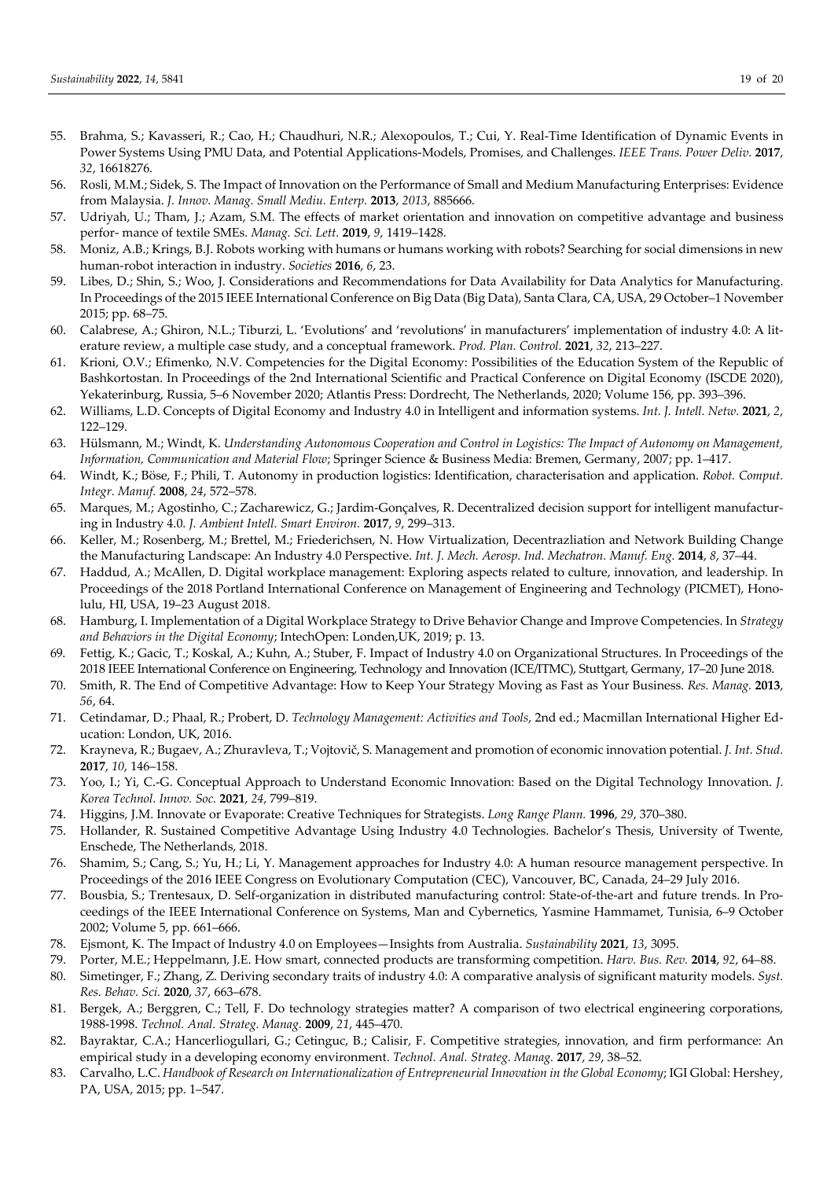55. Brahma, S.; Kavasseri, R.; Cao, H.; Chaudhuri, N.R.; Alexopoulos, T.; Cui, Y. Real-Time Identification of Dynamic Events in Power Systems Using PMU Data, and Potential Applications-Models, Promises, and Challenges. *IEEE Trans. Power Deliv.* **2017**, *32*, 16618276.
56. Rosli, M.M.; Sidek, S. The Impact of Innovation on the Performance of Small and Medium Manufacturing Enterprises: Evidence from Malaysia. *J. Innov. Manag. Small Mediu. Enterp.* **2013**, *2013*, 885666.
57. Udriyah, U.; Tham, J.; Azam, S.M. The effects of market orientation and innovation on competitive advantage and business perfor- mance of textile SMEs. *Manag. Sci. Lett.* **2019**, *9*, 1419–1428.
58. Moniz, A.B.; Krings, B.J. Robots working with humans or humans working with robots? Searching for social dimensions in new human-robot interaction in industry. *Societies* **2016**, *6*, 23.
59. Libes, D.; Shin, S.; Woo, J. Considerations and Recommendations for Data Availability for Data Analytics for Manufacturing. In Proceedings of the 2015 IEEE International Conference on Big Data (Big Data), Santa Clara, CA, USA, 29 October–1 November 2015; pp. 68–75.
60. Calabrese, A.; Ghiron, N.L.; Tiburzi, L. 'Evolutions' and 'revolutions' in manufacturers' implementation of industry 4.0: A literature review, a multiple case study, and a conceptual framework. *Prod. Plan. Control.* **2021**, *32*, 213–227.
61. Krioni, O.V.; Efimenko, N.V. Competencies for the Digital Economy: Possibilities of the Education System of the Republic of Bashkortostan. In Proceedings of the 2nd International Scientific and Practical Conference on Digital Economy (ISCDE 2020), Yekaterinburg, Russia, 5–6 November 2020; Atlantis Press: Dordrecht, The Netherlands, 2020; Volume 156, pp. 393–396.
62. Williams, L.D. Concepts of Digital Economy and Industry 4.0 in Intelligent and information systems. *Int. J. Intell. Netw.* **2021**, *2*, 122–129.
63. Hülsmann, M.; Windt, K. *Understanding Autonomous Cooperation and Control in Logistics: The Impact of Autonomy on Management, Information, Communication and Material Flow*; Springer Science & Business Media: Bremen, Germany, 2007; pp. 1–417.
64. Windt, K.; Böse, F.; Phili, T. Autonomy in production logistics: Identification, characterisation and application. *Robot. Comput. Integr. Manuf.* **2008**, *24*, 572–578.
65. Marques, M.; Agostinho, C.; Zacharewicz, G.; Jardim-Gonçalves, R. Decentralized decision support for intelligent manufacturing in Industry 4.0. *J. Ambient Intell. Smart Environ.* **2017**, *9*, 299–313.
66. Keller, M.; Rosenberg, M.; Brettel, M.; Friederichsen, N. How Virtualization, Decentrazliation and Network Building Change the Manufacturing Landscape: An Industry 4.0 Perspective. *Int. J. Mech. Aerosp. Ind. Mechatron. Manuf. Eng.* **2014**, *8*, 37–44.
67. Haddud, A.; McAllen, D. Digital workplace management: Exploring aspects related to culture, innovation, and leadership. In Proceedings of the 2018 Portland International Conference on Management of Engineering and Technology (PICMET), Honolulu, HI, USA, 19–23 August 2018.
68. Hamburg, I. Implementation of a Digital Workplace Strategy to Drive Behavior Change and Improve Competencies. In *Strategy and Behaviors in the Digital Economy*; IntechOpen: Londen,UK, 2019; p. 13.
69. Fettig, K.; Gacic, T.; Koskal, A.; Kuhn, A.; Stuber, F. Impact of Industry 4.0 on Organizational Structures. In Proceedings of the 2018 IEEE International Conference on Engineering, Technology and Innovation (ICE/ITMC), Stuttgart, Germany, 17–20 June 2018.
70. Smith, R. The End of Competitive Advantage: How to Keep Your Strategy Moving as Fast as Your Business. *Res. Manag.* **2013**, *56*, 64.
71. Cetindamar, D.; Phaal, R.; Probert, D. *Technology Management: Activities and Tools*, 2nd ed.; Macmillan International Higher Education: London, UK, 2016.
72. Krayneva, R.; Bugaev, A.; Zhuravleva, T.; Vojtovič, S. Management and promotion of economic innovation potential. *J. Int. Stud.* **2017**, *10*, 146–158.
73. Yoo, I.; Yi, C.-G. Conceptual Approach to Understand Economic Innovation: Based on the Digital Technology Innovation. *J. Korea Technol. Innov. Soc.* **2021**, *24*, 799–819.
74. Higgins, J.M. Innovate or Evaporate: Creative Techniques for Strategists. *Long Range Plann.* **1996**, *29*, 370–380.
75. Hollander, R. Sustained Competitive Advantage Using Industry 4.0 Technologies. Bachelor's Thesis, University of Twente, Enschede, The Netherlands, 2018.
76. Shamim, S.; Cang, S.; Yu, H.; Li, Y. Management approaches for Industry 4.0: A human resource management perspective. In Proceedings of the 2016 IEEE Congress on Evolutionary Computation (CEC), Vancouver, BC, Canada, 24–29 July 2016.
77. Bousbia, S.; Trentesaux, D. Self-organization in distributed manufacturing control: State-of-the-art and future trends. In Proceedings of the IEEE International Conference on Systems, Man and Cybernetics, Yasmine Hammamet, Tunisia, 6–9 October 2002; Volume 5, pp. 661–666.
78. Ejsmont, K. The Impact of Industry 4.0 on Employees—Insights from Australia. *Sustainability* **2021**, *13*, 3095.
79. Porter, M.E.; Heppelmann, J.E. How smart, connected products are transforming competition. *Harv. Bus. Rev.* **2014**, *92*, 64–88.
80. Simetinger, F.; Zhang, Z. Deriving secondary traits of industry 4.0: A comparative analysis of significant maturity models. *Syst. Res. Behav. Sci.* **2020**, *37*, 663–678.
81. Bergek, A.; Berggren, C.; Tell, F. Do technology strategies matter? A comparison of two electrical engineering corporations, 1988-1998. *Technol. Anal. Strateg. Manag.* **2009**, *21*, 445–470.
82. Bayraktar, C.A.; Hancerliogullari, G.; Cetinguc, B.; Calisir, F. Competitive strategies, innovation, and firm performance: An empirical study in a developing economy environment. *Technol. Anal. Strateg. Manag.* **2017**, *29*, 38–52.
83. Carvalho, L.C. *Handbook of Research on Internationalization of Entrepreneurial Innovation in the Global Economy*; IGI Global: Hershey, PA, USA, 2015; pp. 1–547.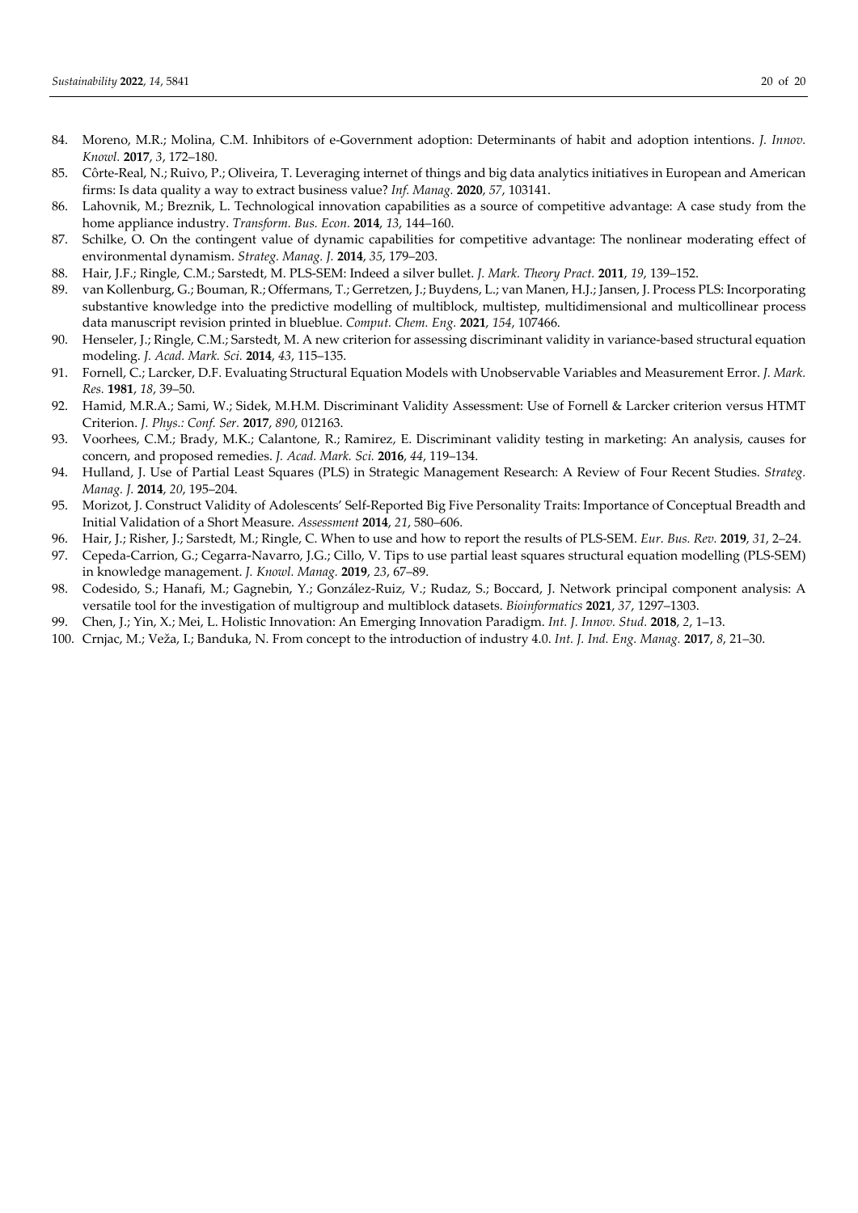84. Moreno, M.R.; Molina, C.M. Inhibitors of e-Government adoption: Determinants of habit and adoption intentions. *J. Innov. Knowl.* **2017**, *3*, 172–180.
85. Côrte-Real, N.; Ruivo, P.; Oliveira, T. Leveraging internet of things and big data analytics initiatives in European and American firms: Is data quality a way to extract business value? *Inf. Manag.* **2020**, *57*, 103141.
86. Lahovnik, M.; Breznik, L. Technological innovation capabilities as a source of competitive advantage: A case study from the home appliance industry. *Transform. Bus. Econ.* **2014**, *13*, 144–160.
87. Schilke, O. On the contingent value of dynamic capabilities for competitive advantage: The nonlinear moderating effect of environmental dynamism. *Strateg. Manag. J.* **2014**, *35*, 179–203.
88. Hair, J.F.; Ringle, C.M.; Sarstedt, M. PLS-SEM: Indeed a silver bullet. *J. Mark. Theory Pract.* **2011**, *19*, 139–152.
89. van Kollenburg, G.; Bouman, R.; Offermans, T.; Gerretzen, J.; Buydens, L.; van Manen, H.J.; Jansen, J. Process PLS: Incorporating substantive knowledge into the predictive modelling of multiblock, multistep, multidimensional and multicollinear process data manuscript revision printed in blueblue. *Comput. Chem. Eng.* **2021**, *154*, 107466.
90. Henseler, J.; Ringle, C.M.; Sarstedt, M. A new criterion for assessing discriminant validity in variance-based structural equation modeling. *J. Acad. Mark. Sci.* **2014**, *43*, 115–135.
91. Fornell, C.; Larcker, D.F. Evaluating Structural Equation Models with Unobservable Variables and Measurement Error. *J. Mark. Res.* **1981**, *18*, 39–50.
92. Hamid, M.R.A.; Sami, W.; Sidek, M.H.M. Discriminant Validity Assessment: Use of Fornell & Larcker criterion versus HTMT Criterion. *J. Phys.: Conf. Ser.* **2017**, *890*, 012163.
93. Voorhees, C.M.; Brady, M.K.; Calantone, R.; Ramirez, E. Discriminant validity testing in marketing: An analysis, causes for concern, and proposed remedies. *J. Acad. Mark. Sci.* **2016**, *44*, 119–134.
94. Hulland, J. Use of Partial Least Squares (PLS) in Strategic Management Research: A Review of Four Recent Studies. *Strateg. Manag. J.* **2014**, *20*, 195–204.
95. Morizot, J. Construct Validity of Adolescents' Self-Reported Big Five Personality Traits: Importance of Conceptual Breadth and Initial Validation of a Short Measure. *Assessment* **2014**, *21*, 580–606.
96. Hair, J.; Risher, J.; Sarstedt, M.; Ringle, C. When to use and how to report the results of PLS-SEM. *Eur. Bus. Rev.* **2019**, *31*, 2–24.
97. Cepeda-Carrion, G.; Cegarra-Navarro, J.G.; Cillo, V. Tips to use partial least squares structural equation modelling (PLS-SEM) in knowledge management. *J. Knowl. Manag.* **2019**, *23*, 67–89.
98. Codesido, S.; Hanafi, M.; Gagnebin, Y.; González-Ruiz, V.; Rudaz, S.; Boccard, J. Network principal component analysis: A versatile tool for the investigation of multigroup and multiblock datasets. *Bioinformatics* **2021**, *37*, 1297–1303.
99. Chen, J.; Yin, X.; Mei, L. Holistic Innovation: An Emerging Innovation Paradigm. *Int. J. Innov. Stud.* **2018**, *2*, 1–13.
100. Crnjac, M.; Veža, I.; Banduka, N. From concept to the introduction of industry 4.0. *Int. J. Ind. Eng. Manag.* **2017**, *8*, 21–30.